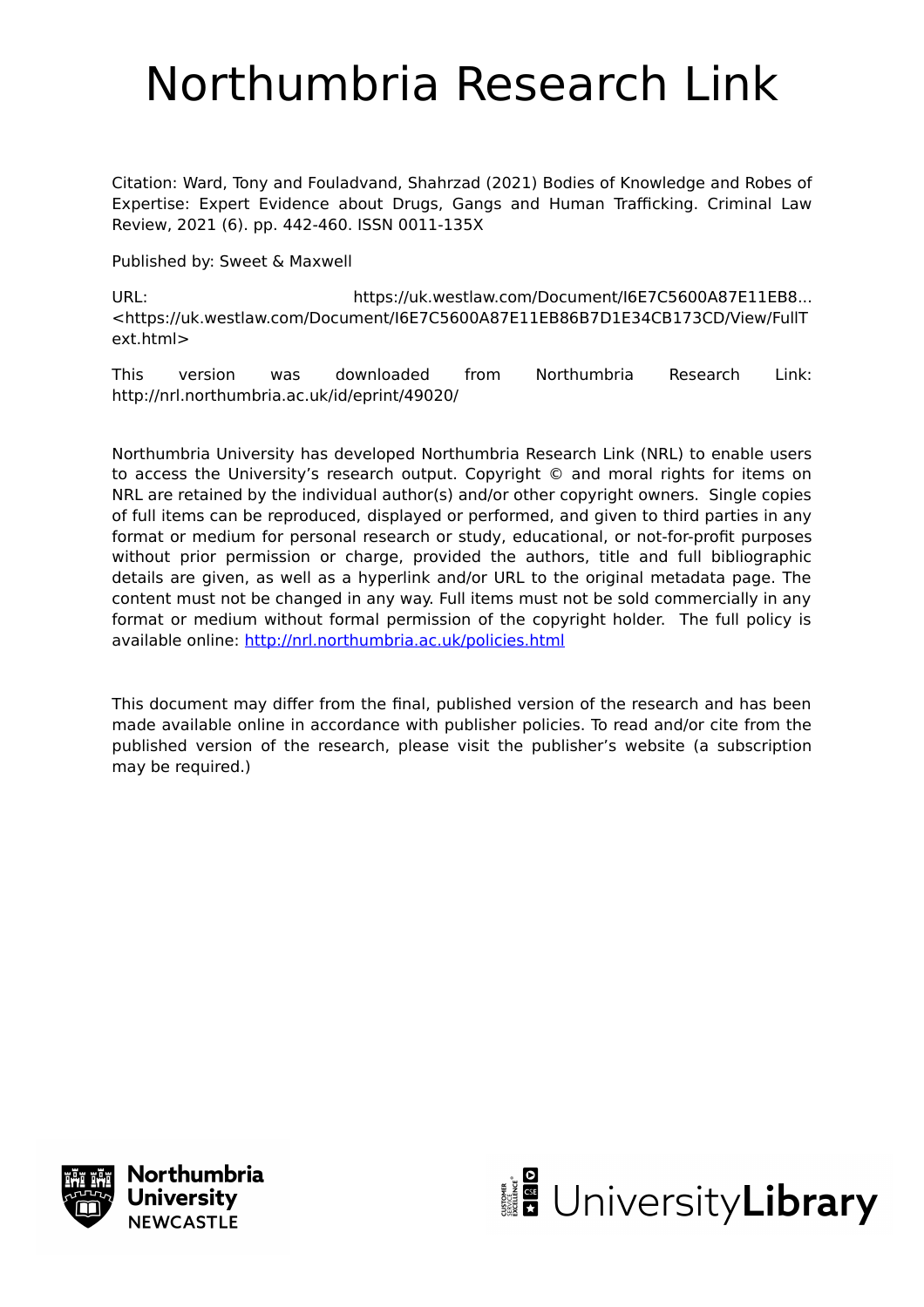# Northumbria Research Link

Citation: Ward, Tony and Fouladvand, Shahrzad (2021) Bodies of Knowledge and Robes of Expertise: Expert Evidence about Drugs, Gangs and Human Trafficking. Criminal Law Review, 2021 (6). pp. 442-460. ISSN 0011-135X

Published by: Sweet & Maxwell

URL: https://uk.westlaw.com/Document/I6E7C5600A87E11EB8... <https://uk.westlaw.com/Document/I6E7C5600A87E11EB86B7D1E34CB173CD/View/FullText.html>

This version was downloaded from Northumbria Research Link: http://nrl.northumbria.ac.uk/id/eprint/49020/

Northumbria University has developed Northumbria Research Link (NRL) to enable users to access the University's research output. Copyright © and moral rights for items on NRL are retained by the individual author(s) and/or other copyright owners. Single copies of full items can be reproduced, displayed or performed, and given to third parties in any format or medium for personal research or study, educational, or not-for-profit purposes without prior permission or charge, provided the authors, title and full bibliographic details are given, as well as a hyperlink and/or URL to the original metadata page. The content must not be changed in any way. Full items must not be sold commercially in any format or medium without formal permission of the copyright holder. The full policy is available online: http://nrl.northumbria.ac.uk/policies.html

This document may differ from the final, published version of the research and has been made available online in accordance with publisher policies. To read and/or cite from the published version of the research, please visit the publisher's website (a subscription may be required.)

Northumbria University NEWCASTLE

UniversityLibrary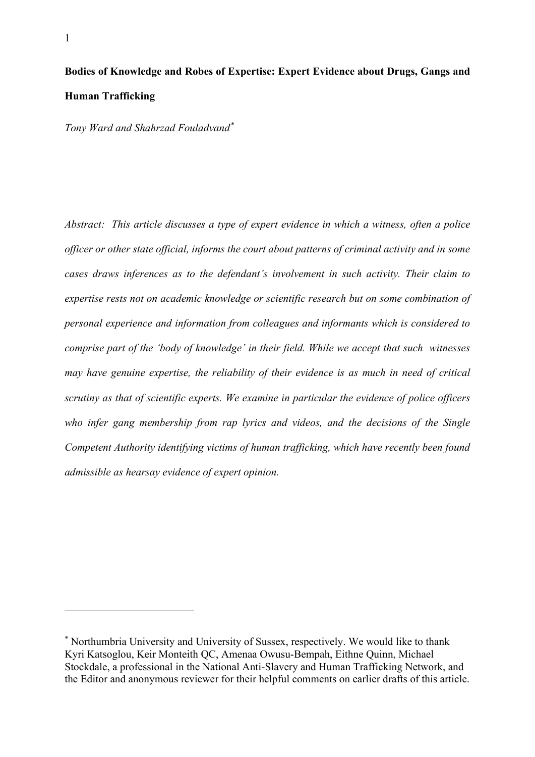**Bodies of Knowledge and Robes of Expertise: Expert Evidence about Drugs, Gangs and Human Trafficking**

*Tony Ward and Shahrzad Fouladvand*[*]

*Abstract: This article discusses a type of expert evidence in which a witness, often a police officer or other state official, informs the court about patterns of criminal activity and in some cases draws inferences as to the defendant's involvement in such activity. Their claim to expertise rests not on academic knowledge or scientific research but on some combination of personal experience and information from colleagues and informants which is considered to comprise part of the 'body of knowledge' in their field. While we accept that such witnesses may have genuine expertise, the reliability of their evidence is as much in need of critical scrutiny as that of scientific experts. We examine in particular the evidence of police officers who infer gang membership from rap lyrics and videos, and the decisions of the Single Competent Authority identifying victims of human trafficking, which have recently been found admissible as hearsay evidence of expert opinion.*

---

[*] Northumbria University and University of Sussex, respectively. We would like to thank Kyri Katsoglou, Keir Monteith QC, Amenaa Owusu-Bempah, Eithne Quinn, Michael Stockdale, a professional in the National Anti-Slavery and Human Trafficking Network, and the Editor and anonymous reviewer for their helpful comments on earlier drafts of this article.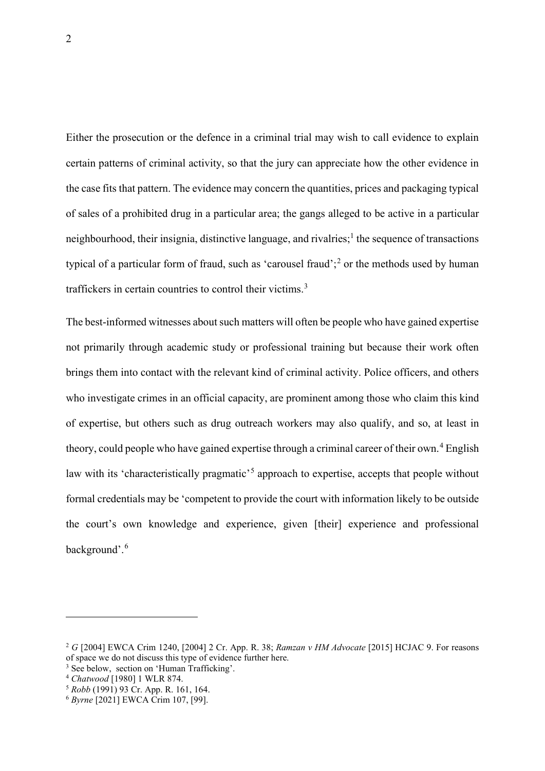Either the prosecution or the defence in a criminal trial may wish to call evidence to explain certain patterns of criminal activity, so that the jury can appreciate how the other evidence in the case fits that pattern. The evidence may concern the quantities, prices and packaging typical of sales of a prohibited drug in a particular area; the gangs alleged to be active in a particular neighbourhood, their insignia, distinctive language, and rivalries;[1] the sequence of transactions typical of a particular form of fraud, such as 'carousel fraud';[2] or the methods used by human traffickers in certain countries to control their victims.[3]

The best-informed witnesses about such matters will often be people who have gained expertise not primarily through academic study or professional training but because their work often brings them into contact with the relevant kind of criminal activity. Police officers, and others who investigate crimes in an official capacity, are prominent among those who claim this kind of expertise, but others such as drug outreach workers may also qualify, and so, at least in theory, could people who have gained expertise through a criminal career of their own.[4] English law with its 'characteristically pragmatic'[5] approach to expertise, accepts that people without formal credentials may be 'competent to provide the court with information likely to be outside the court's own knowledge and experience, given [their] experience and professional background'.[6]

---

[2] *G* [2004] EWCA Crim 1240, [2004] 2 Cr. App. R. 38; *Ramzan v HM Advocate* [2015] HCJAC 9. For reasons of space we do not discuss this type of evidence further here.

[3] See below, section on 'Human Trafficking'.

[4] *Chatwood* [1980] 1 WLR 874.

[5] *Robb* (1991) 93 Cr. App. R. 161, 164.

[6] *Byrne* [2021] EWCA Crim 107, [99].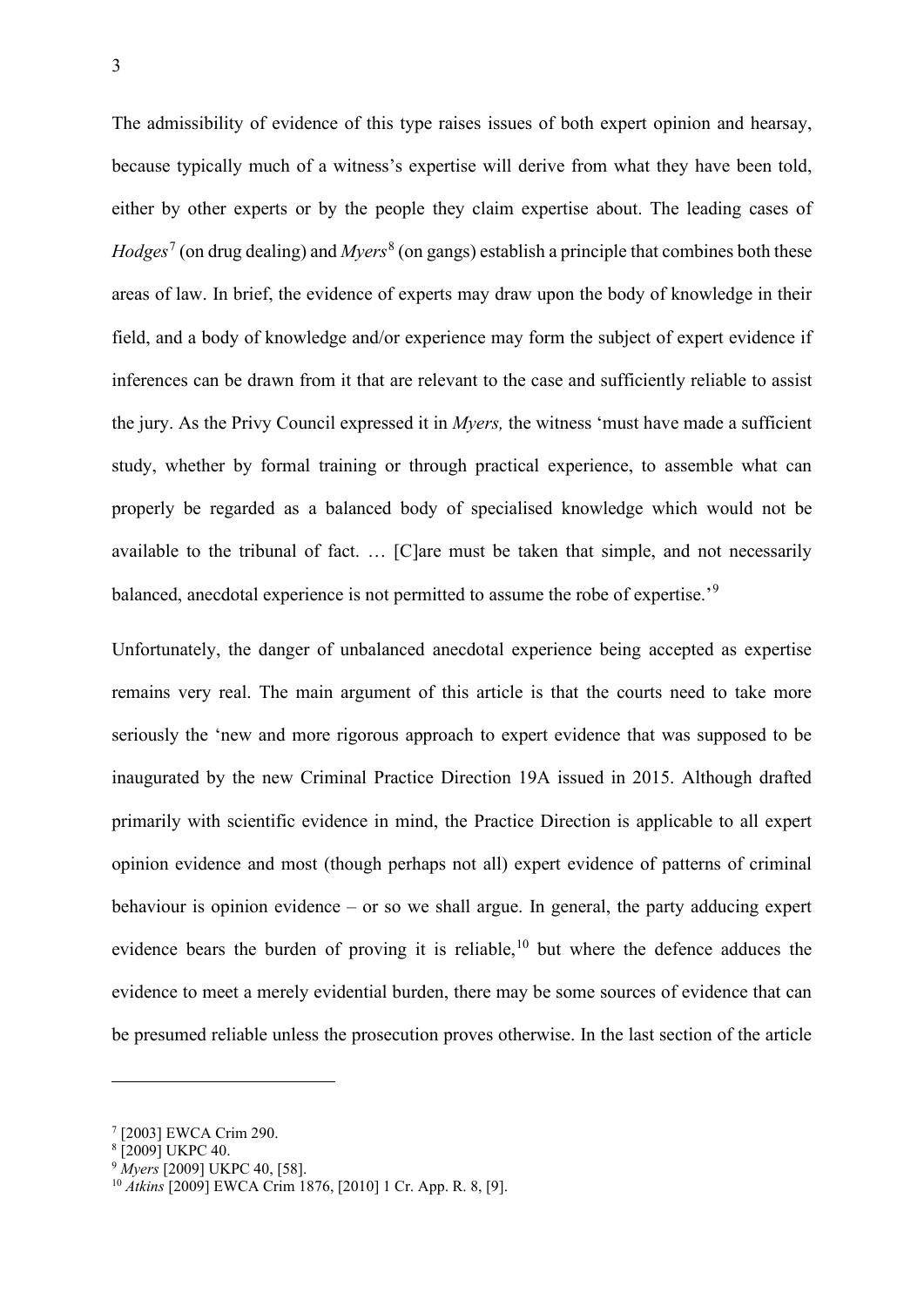The admissibility of evidence of this type raises issues of both expert opinion and hearsay, because typically much of a witness's expertise will derive from what they have been told, either by other experts or by the people they claim expertise about. The leading cases of *Hodges*[7] (on drug dealing) and *Myers*[8] (on gangs) establish a principle that combines both these areas of law. In brief, the evidence of experts may draw upon the body of knowledge in their field, and a body of knowledge and/or experience may form the subject of expert evidence if inferences can be drawn from it that are relevant to the case and sufficiently reliable to assist the jury. As the Privy Council expressed it in *Myers,* the witness 'must have made a sufficient study, whether by formal training or through practical experience, to assemble what can properly be regarded as a balanced body of specialised knowledge which would not be available to the tribunal of fact. … [C]are must be taken that simple, and not necessarily balanced, anecdotal experience is not permitted to assume the robe of expertise.'[9]

Unfortunately, the danger of unbalanced anecdotal experience being accepted as expertise remains very real. The main argument of this article is that the courts need to take more seriously the 'new and more rigorous approach to expert evidence that was supposed to be inaugurated by the new Criminal Practice Direction 19A issued in 2015. Although drafted primarily with scientific evidence in mind, the Practice Direction is applicable to all expert opinion evidence and most (though perhaps not all) expert evidence of patterns of criminal behaviour is opinion evidence – or so we shall argue. In general, the party adducing expert evidence bears the burden of proving it is reliable,[10] but where the defence adduces the evidence to meet a merely evidential burden, there may be some sources of evidence that can be presumed reliable unless the prosecution proves otherwise. In the last section of the article

---

[7] [2003] EWCA Crim 290.

[8] [2009] UKPC 40.

[9] *Myers* [2009] UKPC 40, [58].

[10] *Atkins* [2009] EWCA Crim 1876, [2010] 1 Cr. App. R. 8, [9].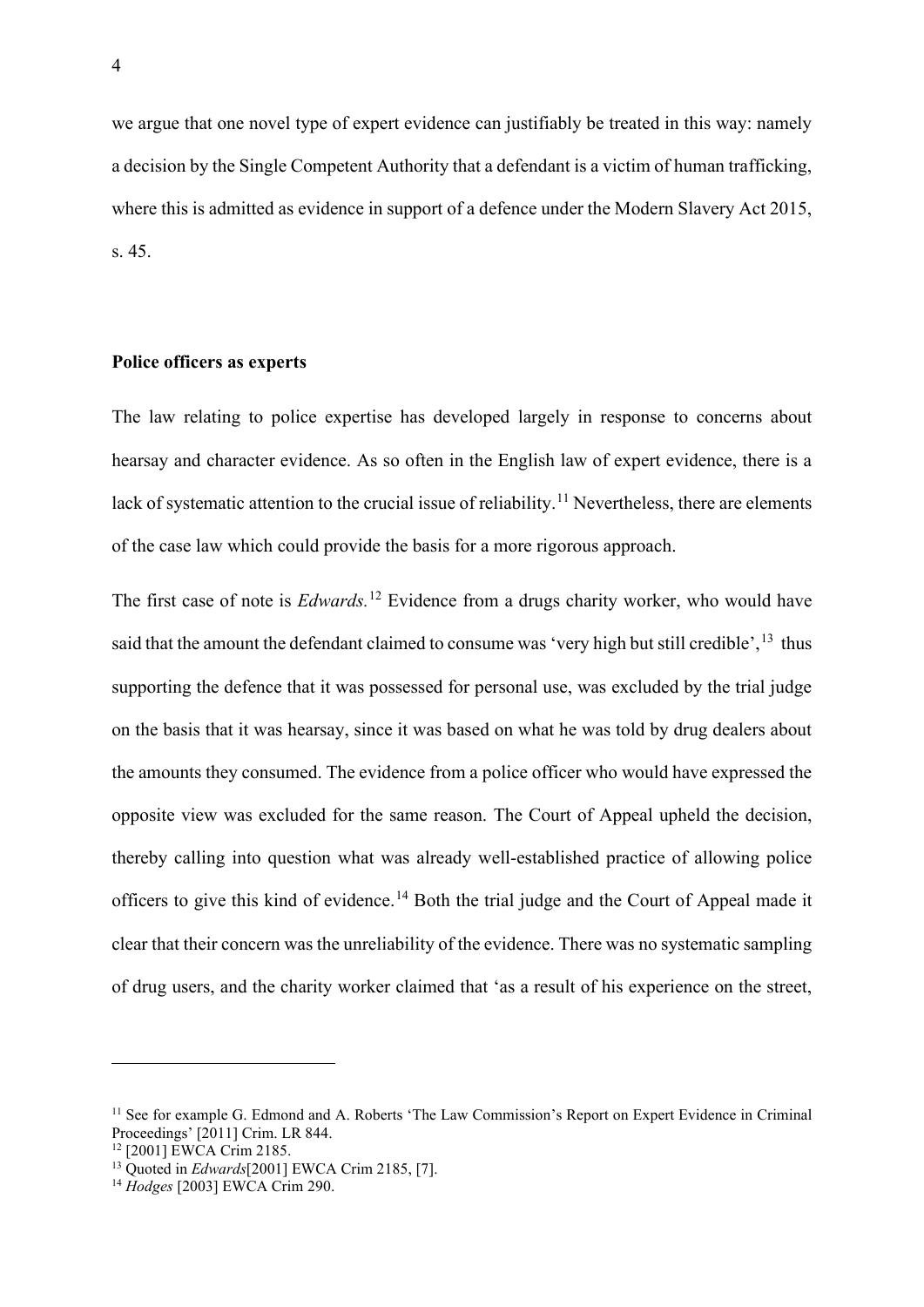we argue that one novel type of expert evidence can justifiably be treated in this way: namely a decision by the Single Competent Authority that a defendant is a victim of human trafficking, where this is admitted as evidence in support of a defence under the Modern Slavery Act 2015, s. 45.

**Police officers as experts**

The law relating to police expertise has developed largely in response to concerns about hearsay and character evidence. As so often in the English law of expert evidence, there is a lack of systematic attention to the crucial issue of reliability.[11] Nevertheless, there are elements of the case law which could provide the basis for a more rigorous approach.

The first case of note is *Edwards.*[12] Evidence from a drugs charity worker, who would have said that the amount the defendant claimed to consume was 'very high but still credible',[13] thus supporting the defence that it was possessed for personal use, was excluded by the trial judge on the basis that it was hearsay, since it was based on what he was told by drug dealers about the amounts they consumed. The evidence from a police officer who would have expressed the opposite view was excluded for the same reason. The Court of Appeal upheld the decision, thereby calling into question what was already well-established practice of allowing police officers to give this kind of evidence.[14] Both the trial judge and the Court of Appeal made it clear that their concern was the unreliability of the evidence. There was no systematic sampling of drug users, and the charity worker claimed that 'as a result of his experience on the street,

[11] See for example G. Edmond and A. Roberts 'The Law Commission's Report on Expert Evidence in Criminal Proceedings' [2011] Crim. LR 844.

[12] [2001] EWCA Crim 2185.

[13] Quoted in *Edwards*[2001] EWCA Crim 2185, [7].

[14] *Hodges* [2003] EWCA Crim 290.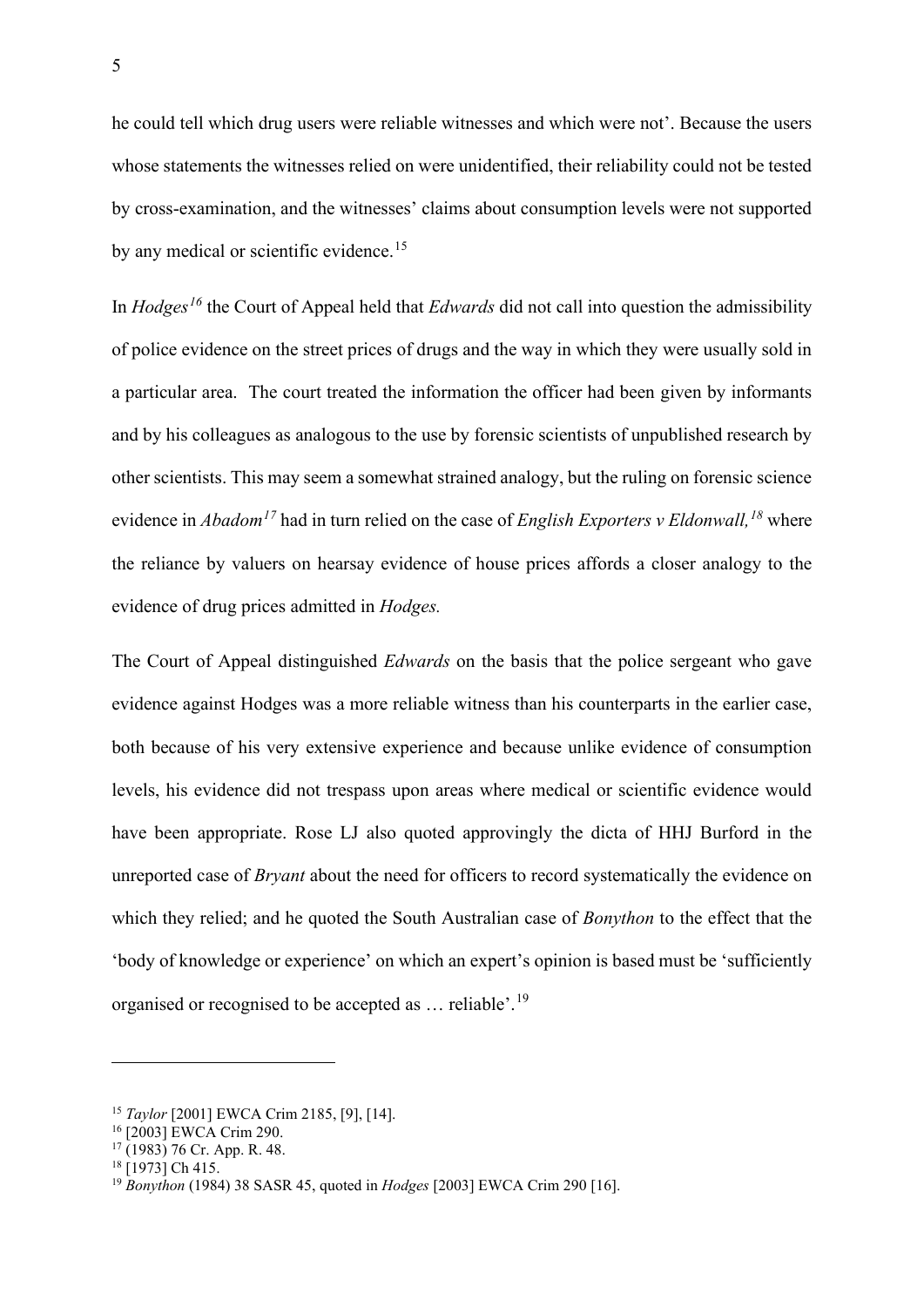he could tell which drug users were reliable witnesses and which were not'. Because the users whose statements the witnesses relied on were unidentified, their reliability could not be tested by cross-examination, and the witnesses' claims about consumption levels were not supported by any medical or scientific evidence.[15]

In *Hodges*[16] the Court of Appeal held that *Edwards* did not call into question the admissibility of police evidence on the street prices of drugs and the way in which they were usually sold in a particular area. The court treated the information the officer had been given by informants and by his colleagues as analogous to the use by forensic scientists of unpublished research by other scientists. This may seem a somewhat strained analogy, but the ruling on forensic science evidence in *Abadom*[17] had in turn relied on the case of *English Exporters v Eldonwall,*[18] where the reliance by valuers on hearsay evidence of house prices affords a closer analogy to the evidence of drug prices admitted in *Hodges.*

The Court of Appeal distinguished *Edwards* on the basis that the police sergeant who gave evidence against Hodges was a more reliable witness than his counterparts in the earlier case, both because of his very extensive experience and because unlike evidence of consumption levels, his evidence did not trespass upon areas where medical or scientific evidence would have been appropriate. Rose LJ also quoted approvingly the dicta of HHJ Burford in the unreported case of *Bryant* about the need for officers to record systematically the evidence on which they relied; and he quoted the South Australian case of *Bonython* to the effect that the 'body of knowledge or experience' on which an expert's opinion is based must be 'sufficiently organised or recognised to be accepted as … reliable'.[19]

---

[15] *Taylor* [2001] EWCA Crim 2185, [9], [14].

[16] [2003] EWCA Crim 290.

[17] (1983) 76 Cr. App. R. 48.

[18] [1973] Ch 415.

[19] *Bonython* (1984) 38 SASR 45, quoted in *Hodges* [2003] EWCA Crim 290 [16].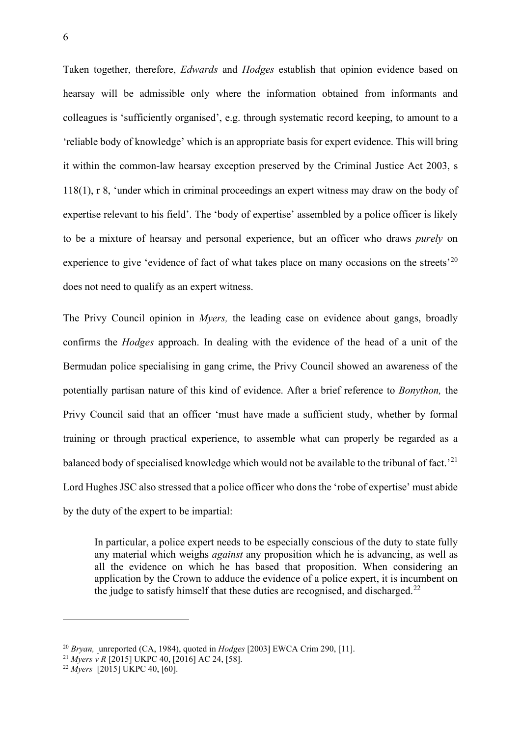Taken together, therefore, *Edwards* and *Hodges* establish that opinion evidence based on hearsay will be admissible only where the information obtained from informants and colleagues is 'sufficiently organised', e.g. through systematic record keeping, to amount to a 'reliable body of knowledge' which is an appropriate basis for expert evidence. This will bring it within the common-law hearsay exception preserved by the Criminal Justice Act 2003, s 118(1), r 8, 'under which in criminal proceedings an expert witness may draw on the body of expertise relevant to his field'. The 'body of expertise' assembled by a police officer is likely to be a mixture of hearsay and personal experience, but an officer who draws *purely* on experience to give 'evidence of fact of what takes place on many occasions on the streets'[20] does not need to qualify as an expert witness.

The Privy Council opinion in *Myers,* the leading case on evidence about gangs, broadly confirms the *Hodges* approach. In dealing with the evidence of the head of a unit of the Bermudan police specialising in gang crime, the Privy Council showed an awareness of the potentially partisan nature of this kind of evidence. After a brief reference to *Bonython,* the Privy Council said that an officer 'must have made a sufficient study, whether by formal training or through practical experience, to assemble what can properly be regarded as a balanced body of specialised knowledge which would not be available to the tribunal of fact.'[21] Lord Hughes JSC also stressed that a police officer who dons the 'robe of expertise' must abide by the duty of the expert to be impartial:

> In particular, a police expert needs to be especially conscious of the duty to state fully any material which weighs *against* any proposition which he is advancing, as well as all the evidence on which he has based that proposition. When considering an application by the Crown to adduce the evidence of a police expert, it is incumbent on the judge to satisfy himself that these duties are recognised, and discharged.[22]

---

[20] *Bryan,* unreported (CA, 1984), quoted in *Hodges* [2003] EWCA Crim 290, [11].

[21] *Myers v R* [2015] UKPC 40, [2016] AC 24, [58].

[22] *Myers* [2015] UKPC 40, [60].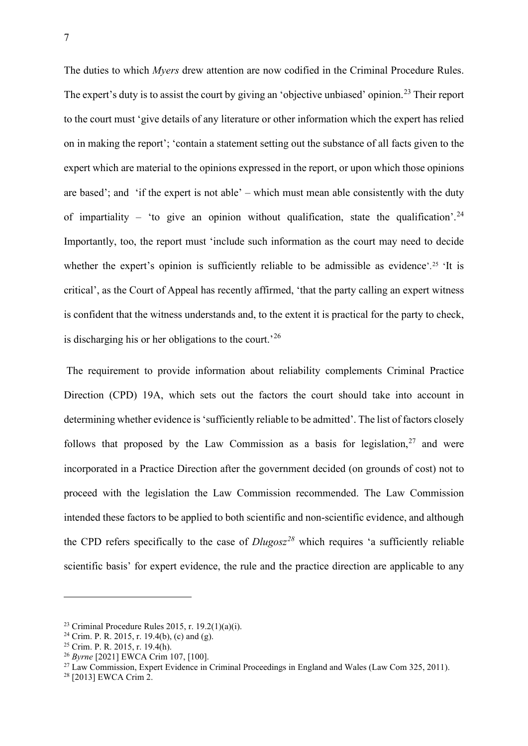The duties to which *Myers* drew attention are now codified in the Criminal Procedure Rules. The expert's duty is to assist the court by giving an 'objective unbiased' opinion.[23] Their report to the court must 'give details of any literature or other information which the expert has relied on in making the report'; 'contain a statement setting out the substance of all facts given to the expert which are material to the opinions expressed in the report, or upon which those opinions are based'; and 'if the expert is not able' – which must mean able consistently with the duty of impartiality – 'to give an opinion without qualification, state the qualification'.[24] Importantly, too, the report must 'include such information as the court may need to decide whether the expert's opinion is sufficiently reliable to be admissible as evidence'.[25] 'It is critical', as the Court of Appeal has recently affirmed, 'that the party calling an expert witness is confident that the witness understands and, to the extent it is practical for the party to check, is discharging his or her obligations to the court.'[26]

The requirement to provide information about reliability complements Criminal Practice Direction (CPD) 19A, which sets out the factors the court should take into account in determining whether evidence is 'sufficiently reliable to be admitted'. The list of factors closely follows that proposed by the Law Commission as a basis for legislation,[27] and were incorporated in a Practice Direction after the government decided (on grounds of cost) not to proceed with the legislation the Law Commission recommended. The Law Commission intended these factors to be applied to both scientific and non-scientific evidence, and although the CPD refers specifically to the case of *Dlugosz*[28] which requires 'a sufficiently reliable scientific basis' for expert evidence, the rule and the practice direction are applicable to any

---

[23] Criminal Procedure Rules 2015, r. 19.2(1)(a)(i).

[24] Crim. P. R. 2015, r. 19.4(b), (c) and (g).

[25] Crim. P. R. 2015, r. 19.4(h).

[26] *Byrne* [2021] EWCA Crim 107, [100].

[27] Law Commission, Expert Evidence in Criminal Proceedings in England and Wales (Law Com 325, 2011).

[28] [2013] EWCA Crim 2.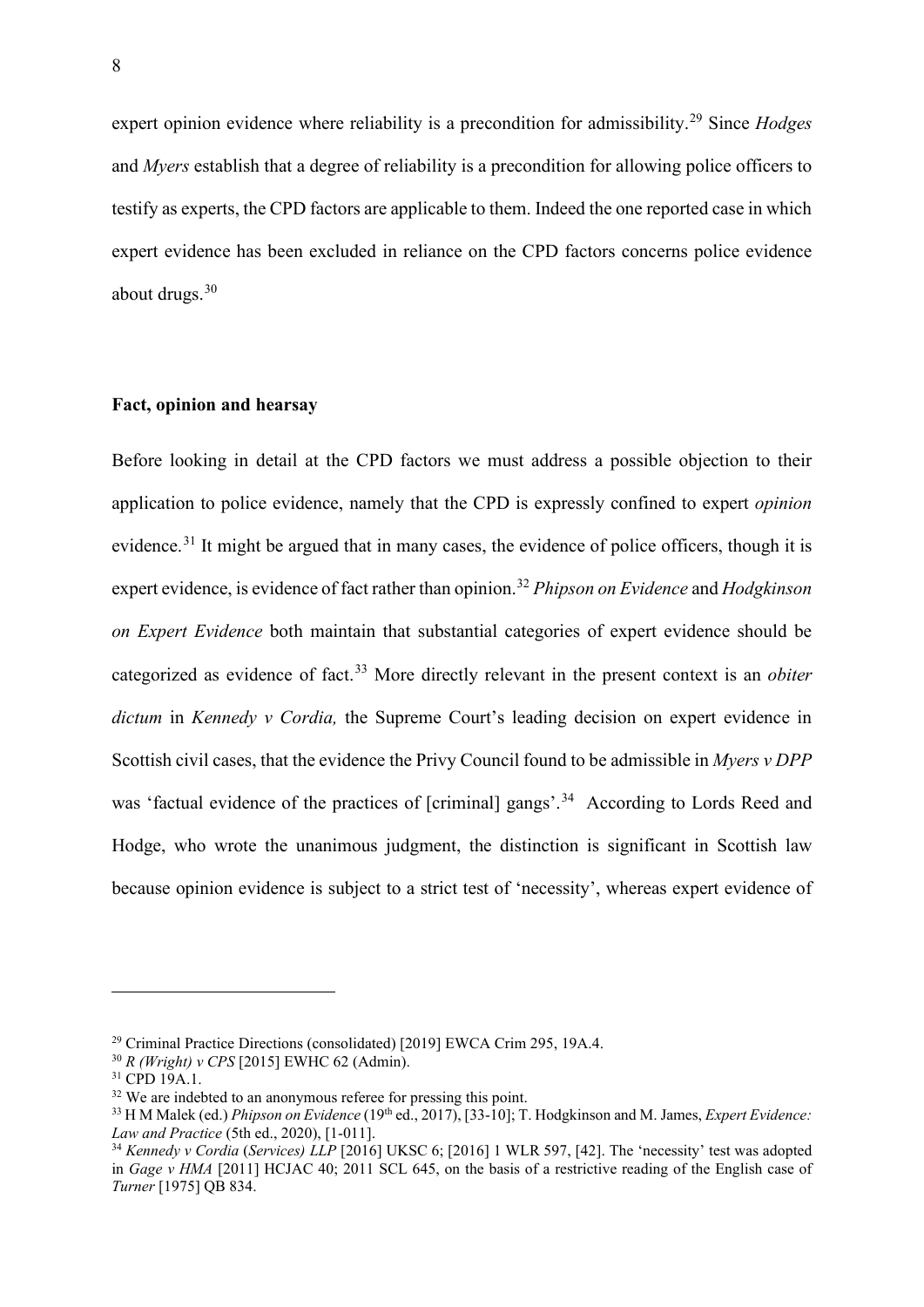expert opinion evidence where reliability is a precondition for admissibility.[29] Since *Hodges* and *Myers* establish that a degree of reliability is a precondition for allowing police officers to testify as experts, the CPD factors are applicable to them. Indeed the one reported case in which expert evidence has been excluded in reliance on the CPD factors concerns police evidence about drugs.[30]

**Fact, opinion and hearsay**

Before looking in detail at the CPD factors we must address a possible objection to their application to police evidence, namely that the CPD is expressly confined to expert *opinion* evidence.[31] It might be argued that in many cases, the evidence of police officers, though it is expert evidence, is evidence of fact rather than opinion.[32] *Phipson on Evidence* and *Hodgkinson on Expert Evidence* both maintain that substantial categories of expert evidence should be categorized as evidence of fact.[33] More directly relevant in the present context is an *obiter dictum* in *Kennedy v Cordia,* the Supreme Court's leading decision on expert evidence in Scottish civil cases, that the evidence the Privy Council found to be admissible in *Myers v DPP* was 'factual evidence of the practices of [criminal] gangs'.[34] According to Lords Reed and Hodge, who wrote the unanimous judgment, the distinction is significant in Scottish law because opinion evidence is subject to a strict test of 'necessity', whereas expert evidence of

---

[29] Criminal Practice Directions (consolidated) [2019] EWCA Crim 295, 19A.4.

[30] *R (Wright) v CPS* [2015] EWHC 62 (Admin).

[31] CPD 19A.1.

[32] We are indebted to an anonymous referee for pressing this point.

[33] H M Malek (ed.) *Phipson on Evidence* (19th ed., 2017), [33-10]; T. Hodgkinson and M. James, *Expert Evidence: Law and Practice* (5th ed., 2020), [1-011].

[34] *Kennedy v Cordia (Services) LLP* [2016] UKSC 6; [2016] 1 WLR 597, [42]. The 'necessity' test was adopted in *Gage v HMA* [2011] HCJAC 40; 2011 SCL 645, on the basis of a restrictive reading of the English case of *Turner* [1975] QB 834.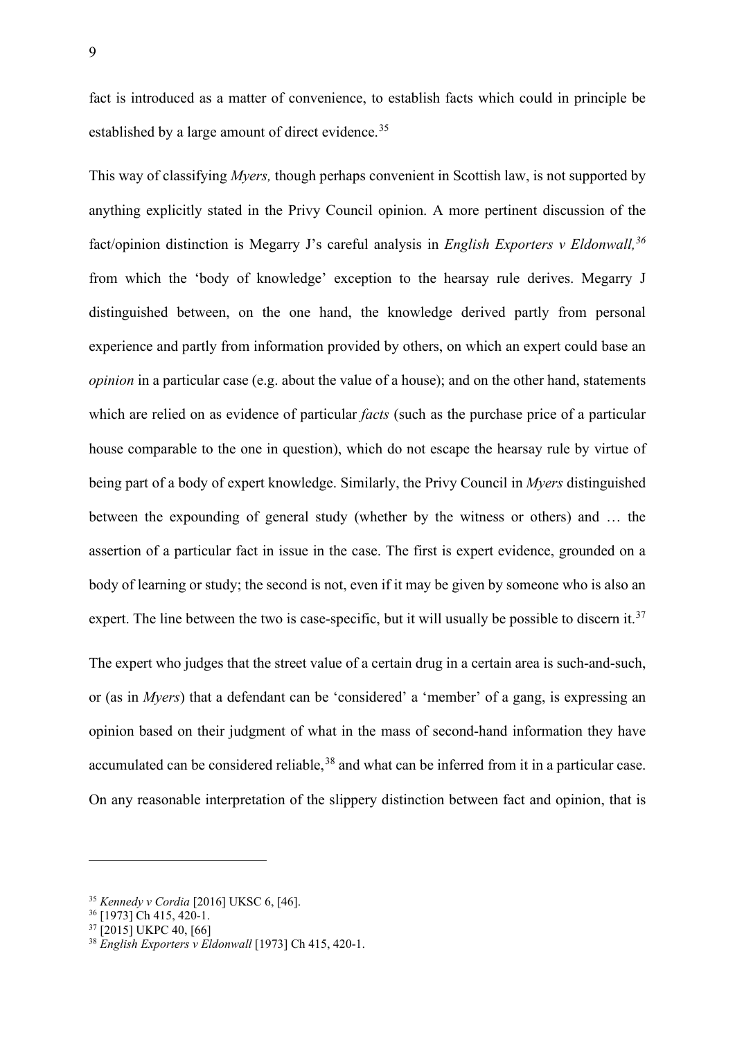fact is introduced as a matter of convenience, to establish facts which could in principle be established by a large amount of direct evidence.[35]

This way of classifying *Myers,* though perhaps convenient in Scottish law, is not supported by anything explicitly stated in the Privy Council opinion. A more pertinent discussion of the fact/opinion distinction is Megarry J's careful analysis in *English Exporters v Eldonwall,*[36] from which the 'body of knowledge' exception to the hearsay rule derives. Megarry J distinguished between, on the one hand, the knowledge derived partly from personal experience and partly from information provided by others, on which an expert could base an *opinion* in a particular case (e.g. about the value of a house); and on the other hand, statements which are relied on as evidence of particular *facts* (such as the purchase price of a particular house comparable to the one in question), which do not escape the hearsay rule by virtue of being part of a body of expert knowledge. Similarly, the Privy Council in *Myers* distinguished between the expounding of general study (whether by the witness or others) and … the assertion of a particular fact in issue in the case. The first is expert evidence, grounded on a body of learning or study; the second is not, even if it may be given by someone who is also an expert. The line between the two is case-specific, but it will usually be possible to discern it.[37]

The expert who judges that the street value of a certain drug in a certain area is such-and-such, or (as in *Myers*) that a defendant can be 'considered' a 'member' of a gang, is expressing an opinion based on their judgment of what in the mass of second-hand information they have accumulated can be considered reliable,[38] and what can be inferred from it in a particular case. On any reasonable interpretation of the slippery distinction between fact and opinion, that is

---

[35] *Kennedy v Cordia* [2016] UKSC 6, [46].

[36] [1973] Ch 415, 420-1.

[37] [2015] UKPC 40, [66]

[38] *English Exporters v Eldonwall* [1973] Ch 415, 420-1.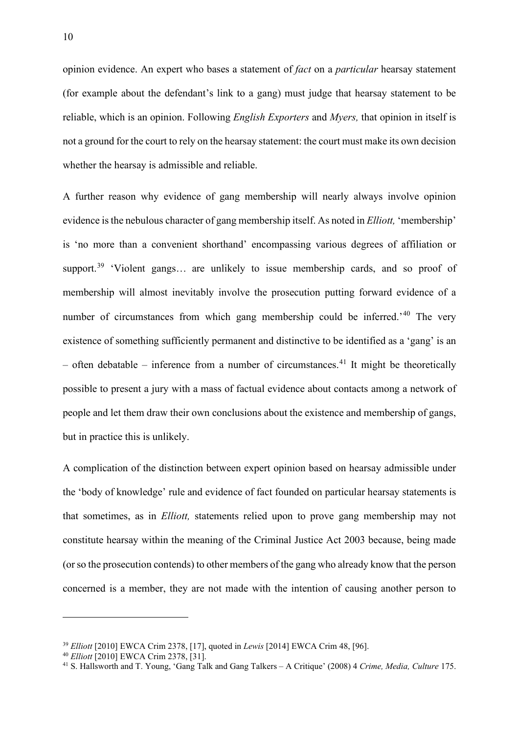opinion evidence. An expert who bases a statement of *fact* on a *particular* hearsay statement (for example about the defendant's link to a gang) must judge that hearsay statement to be reliable, which is an opinion. Following *English Exporters* and *Myers,* that opinion in itself is not a ground for the court to rely on the hearsay statement: the court must make its own decision whether the hearsay is admissible and reliable.

A further reason why evidence of gang membership will nearly always involve opinion evidence is the nebulous character of gang membership itself. As noted in *Elliott,* 'membership' is 'no more than a convenient shorthand' encompassing various degrees of affiliation or support.[39] 'Violent gangs… are unlikely to issue membership cards, and so proof of membership will almost inevitably involve the prosecution putting forward evidence of a number of circumstances from which gang membership could be inferred.'[40] The very existence of something sufficiently permanent and distinctive to be identified as a 'gang' is an – often debatable – inference from a number of circumstances.[41] It might be theoretically possible to present a jury with a mass of factual evidence about contacts among a network of people and let them draw their own conclusions about the existence and membership of gangs, but in practice this is unlikely.

A complication of the distinction between expert opinion based on hearsay admissible under the 'body of knowledge' rule and evidence of fact founded on particular hearsay statements is that sometimes, as in *Elliott,* statements relied upon to prove gang membership may not constitute hearsay within the meaning of the Criminal Justice Act 2003 because, being made (or so the prosecution contends) to other members of the gang who already know that the person concerned is a member, they are not made with the intention of causing another person to

---

[39] *Elliott* [2010] EWCA Crim 2378, [17], quoted in *Lewis* [2014] EWCA Crim 48, [96].

[40] *Elliott* [2010] EWCA Crim 2378, [31].

[41] S. Hallsworth and T. Young, 'Gang Talk and Gang Talkers – A Critique' (2008) 4 *Crime, Media, Culture* 175.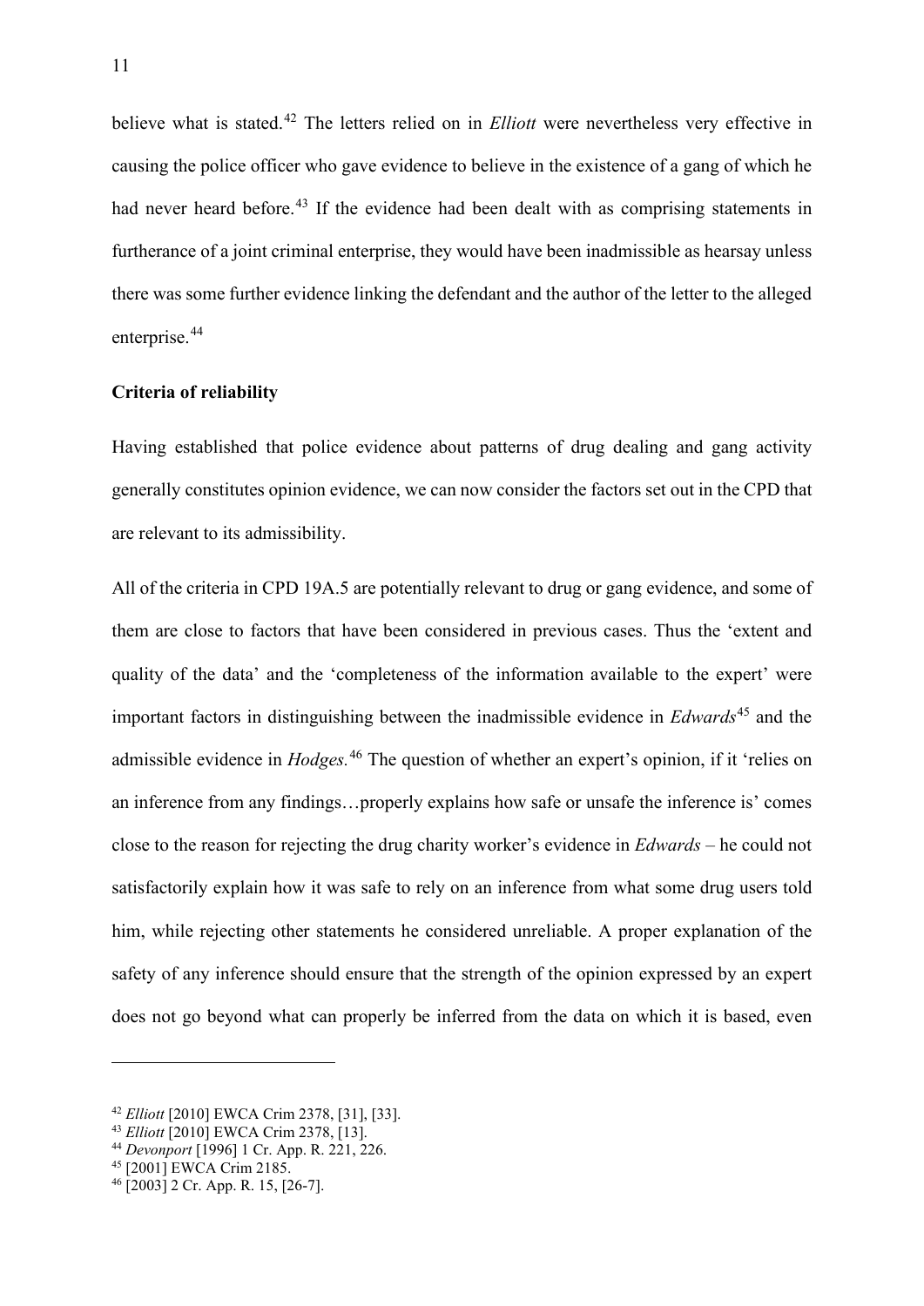believe what is stated.[42] The letters relied on in *Elliott* were nevertheless very effective in causing the police officer who gave evidence to believe in the existence of a gang of which he had never heard before.[43] If the evidence had been dealt with as comprising statements in furtherance of a joint criminal enterprise, they would have been inadmissible as hearsay unless there was some further evidence linking the defendant and the author of the letter to the alleged enterprise.[44]

**Criteria of reliability**

Having established that police evidence about patterns of drug dealing and gang activity generally constitutes opinion evidence, we can now consider the factors set out in the CPD that are relevant to its admissibility.

All of the criteria in CPD 19A.5 are potentially relevant to drug or gang evidence, and some of them are close to factors that have been considered in previous cases. Thus the 'extent and quality of the data' and the 'completeness of the information available to the expert' were important factors in distinguishing between the inadmissible evidence in *Edwards*[45] and the admissible evidence in *Hodges.*[46] The question of whether an expert's opinion, if it 'relies on an inference from any findings…properly explains how safe or unsafe the inference is' comes close to the reason for rejecting the drug charity worker's evidence in *Edwards* – he could not satisfactorily explain how it was safe to rely on an inference from what some drug users told him, while rejecting other statements he considered unreliable. A proper explanation of the safety of any inference should ensure that the strength of the opinion expressed by an expert does not go beyond what can properly be inferred from the data on which it is based, even

[42] *Elliott* [2010] EWCA Crim 2378, [31], [33].
[43] *Elliott* [2010] EWCA Crim 2378, [13].
[44] *Devonport* [1996] 1 Cr. App. R. 221, 226.
[45] [2001] EWCA Crim 2185.
[46] [2003] 2 Cr. App. R. 15, [26-7].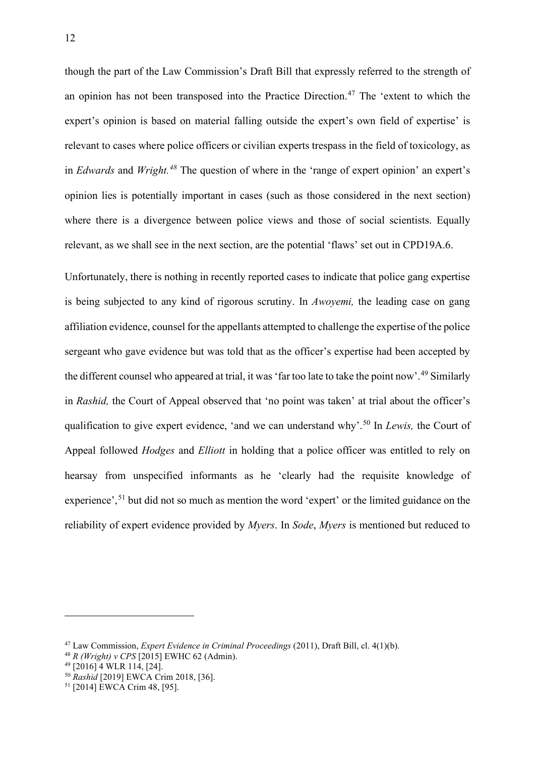though the part of the Law Commission's Draft Bill that expressly referred to the strength of an opinion has not been transposed into the Practice Direction.[47] The 'extent to which the expert's opinion is based on material falling outside the expert's own field of expertise' is relevant to cases where police officers or civilian experts trespass in the field of toxicology, as in *Edwards* and *Wright.*[48] The question of where in the 'range of expert opinion' an expert's opinion lies is potentially important in cases (such as those considered in the next section) where there is a divergence between police views and those of social scientists. Equally relevant, as we shall see in the next section, are the potential 'flaws' set out in CPD19A.6.

Unfortunately, there is nothing in recently reported cases to indicate that police gang expertise is being subjected to any kind of rigorous scrutiny. In *Awoyemi,* the leading case on gang affiliation evidence, counsel for the appellants attempted to challenge the expertise of the police sergeant who gave evidence but was told that as the officer's expertise had been accepted by the different counsel who appeared at trial, it was 'far too late to take the point now'.[49] Similarly in *Rashid,* the Court of Appeal observed that 'no point was taken' at trial about the officer's qualification to give expert evidence, 'and we can understand why'.[50] In *Lewis,* the Court of Appeal followed *Hodges* and *Elliott* in holding that a police officer was entitled to rely on hearsay from unspecified informants as he 'clearly had the requisite knowledge of experience',[51] but did not so much as mention the word 'expert' or the limited guidance on the reliability of expert evidence provided by *Myers*. In *Sode*, *Myers* is mentioned but reduced to

---

[47] Law Commission, *Expert Evidence in Criminal Proceedings* (2011), Draft Bill, cl. 4(1)(b).

[48] *R (Wright) v CPS* [2015] EWHC 62 (Admin).

[49] [2016] 4 WLR 114, [24].

[50] *Rashid* [2019] EWCA Crim 2018, [36].

[51] [2014] EWCA Crim 48, [95].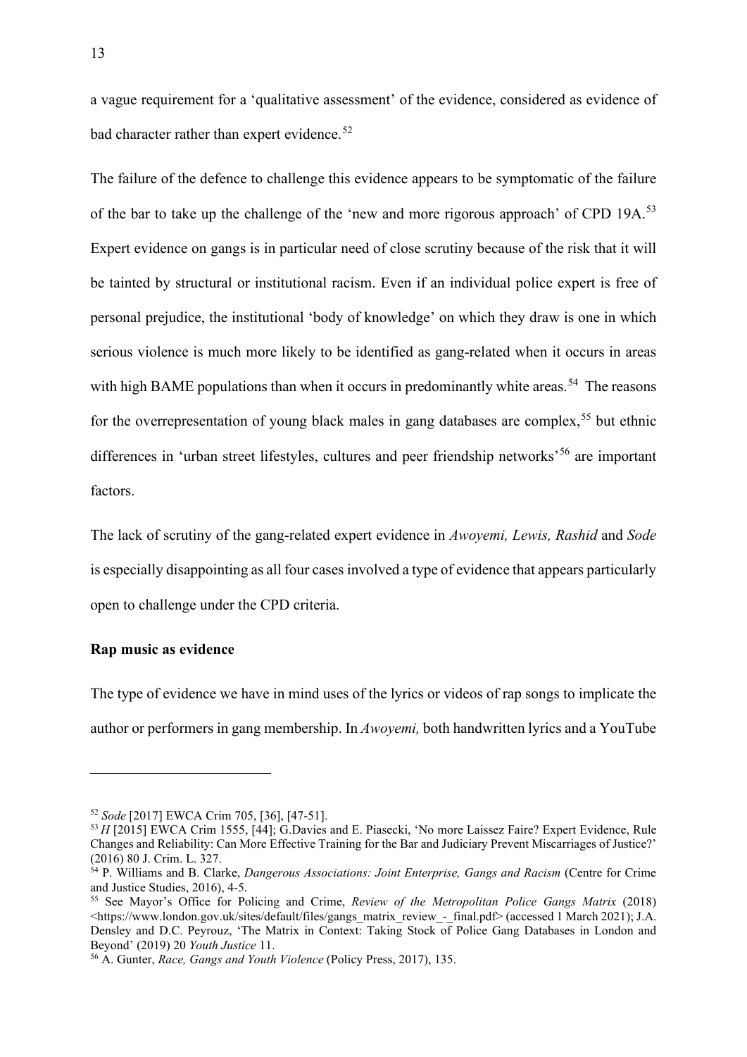a vague requirement for a 'qualitative assessment' of the evidence, considered as evidence of bad character rather than expert evidence.[52]

The failure of the defence to challenge this evidence appears to be symptomatic of the failure of the bar to take up the challenge of the 'new and more rigorous approach' of CPD 19A.[53] Expert evidence on gangs is in particular need of close scrutiny because of the risk that it will be tainted by structural or institutional racism. Even if an individual police expert is free of personal prejudice, the institutional 'body of knowledge' on which they draw is one in which serious violence is much more likely to be identified as gang-related when it occurs in areas with high BAME populations than when it occurs in predominantly white areas.[54] The reasons for the overrepresentation of young black males in gang databases are complex,[55] but ethnic differences in 'urban street lifestyles, cultures and peer friendship networks'[56] are important factors.

The lack of scrutiny of the gang-related expert evidence in *Awoyemi, Lewis, Rashid* and *Sode* is especially disappointing as all four cases involved a type of evidence that appears particularly open to challenge under the CPD criteria.

**Rap music as evidence**

The type of evidence we have in mind uses of the lyrics or videos of rap songs to implicate the author or performers in gang membership. In *Awoyemi,* both handwritten lyrics and a YouTube

---

[52] *Sode* [2017] EWCA Crim 705, [36], [47-51].

[53] *H* [2015] EWCA Crim 1555, [44]; G.Davies and E. Piasecki, 'No more Laissez Faire? Expert Evidence, Rule Changes and Reliability: Can More Effective Training for the Bar and Judiciary Prevent Miscarriages of Justice?' (2016) 80 J. Crim. L. 327.

[54] P. Williams and B. Clarke, *Dangerous Associations: Joint Enterprise, Gangs and Racism* (Centre for Crime and Justice Studies, 2016), 4-5.

[55] See Mayor's Office for Policing and Crime, *Review of the Metropolitan Police Gangs Matrix* (2018) <https://www.london.gov.uk/sites/default/files/gangs_matrix_review_-_final.pdf> (accessed 1 March 2021); J.A. Densley and D.C. Peyrouz, 'The Matrix in Context: Taking Stock of Police Gang Databases in London and Beyond' (2019) 20 *Youth Justice* 11.

[56] A. Gunter, *Race, Gangs and Youth Violence* (Policy Press, 2017), 135.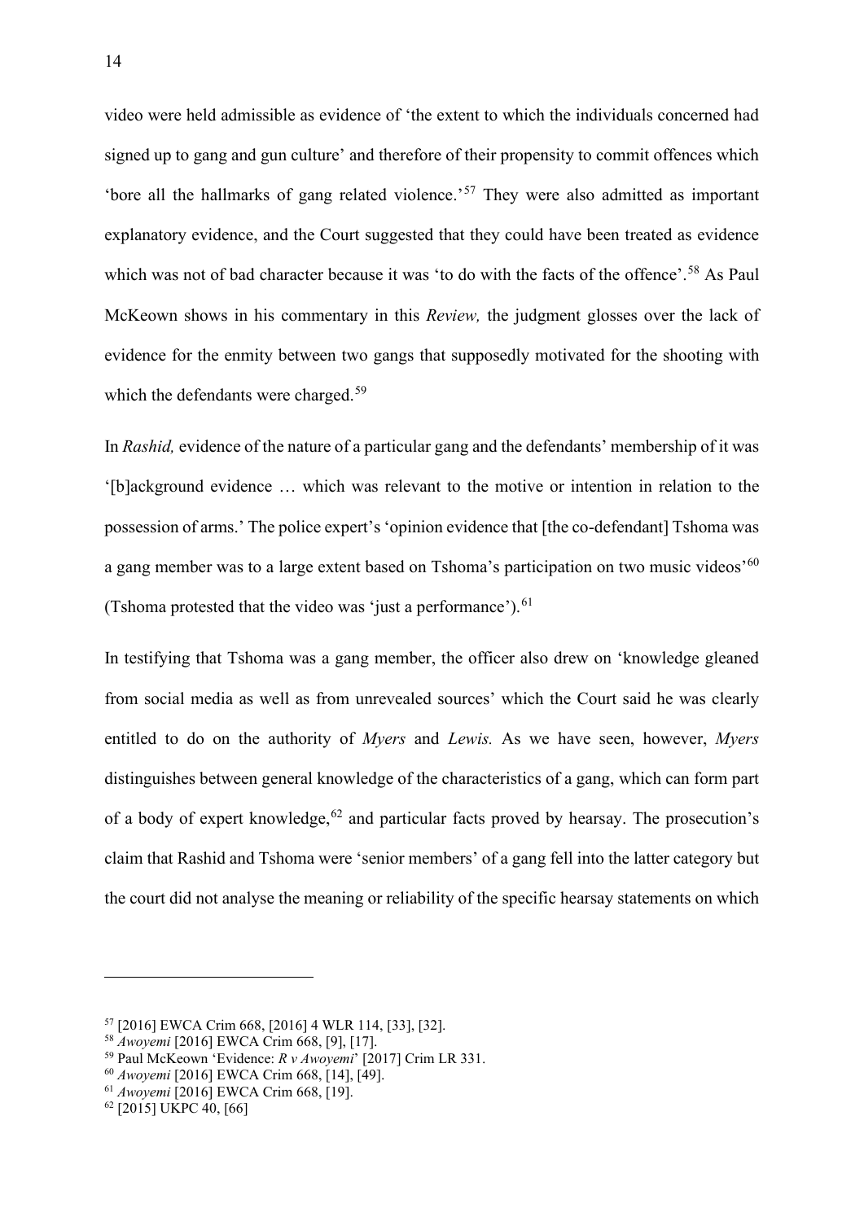video were held admissible as evidence of 'the extent to which the individuals concerned had signed up to gang and gun culture' and therefore of their propensity to commit offences which 'bore all the hallmarks of gang related violence.'[57] They were also admitted as important explanatory evidence, and the Court suggested that they could have been treated as evidence which was not of bad character because it was 'to do with the facts of the offence'.[58] As Paul McKeown shows in his commentary in this *Review,* the judgment glosses over the lack of evidence for the enmity between two gangs that supposedly motivated for the shooting with which the defendants were charged.[59]

In *Rashid,* evidence of the nature of a particular gang and the defendants' membership of it was '[b]ackground evidence … which was relevant to the motive or intention in relation to the possession of arms.' The police expert's 'opinion evidence that [the co-defendant] Tshoma was a gang member was to a large extent based on Tshoma's participation on two music videos'[60] (Tshoma protested that the video was 'just a performance').[61]

In testifying that Tshoma was a gang member, the officer also drew on 'knowledge gleaned from social media as well as from unrevealed sources' which the Court said he was clearly entitled to do on the authority of *Myers* and *Lewis.* As we have seen, however, *Myers* distinguishes between general knowledge of the characteristics of a gang, which can form part of a body of expert knowledge,[62] and particular facts proved by hearsay. The prosecution's claim that Rashid and Tshoma were 'senior members' of a gang fell into the latter category but the court did not analyse the meaning or reliability of the specific hearsay statements on which

---

[57] [2016] EWCA Crim 668, [2016] 4 WLR 114, [33], [32].

[58] *Awoyemi* [2016] EWCA Crim 668, [9], [17].

[59] Paul McKeown 'Evidence: *R v Awoyemi*' [2017] Crim LR 331.

[60] *Awoyemi* [2016] EWCA Crim 668, [14], [49].

[61] *Awoyemi* [2016] EWCA Crim 668, [19].

[62] [2015] UKPC 40, [66]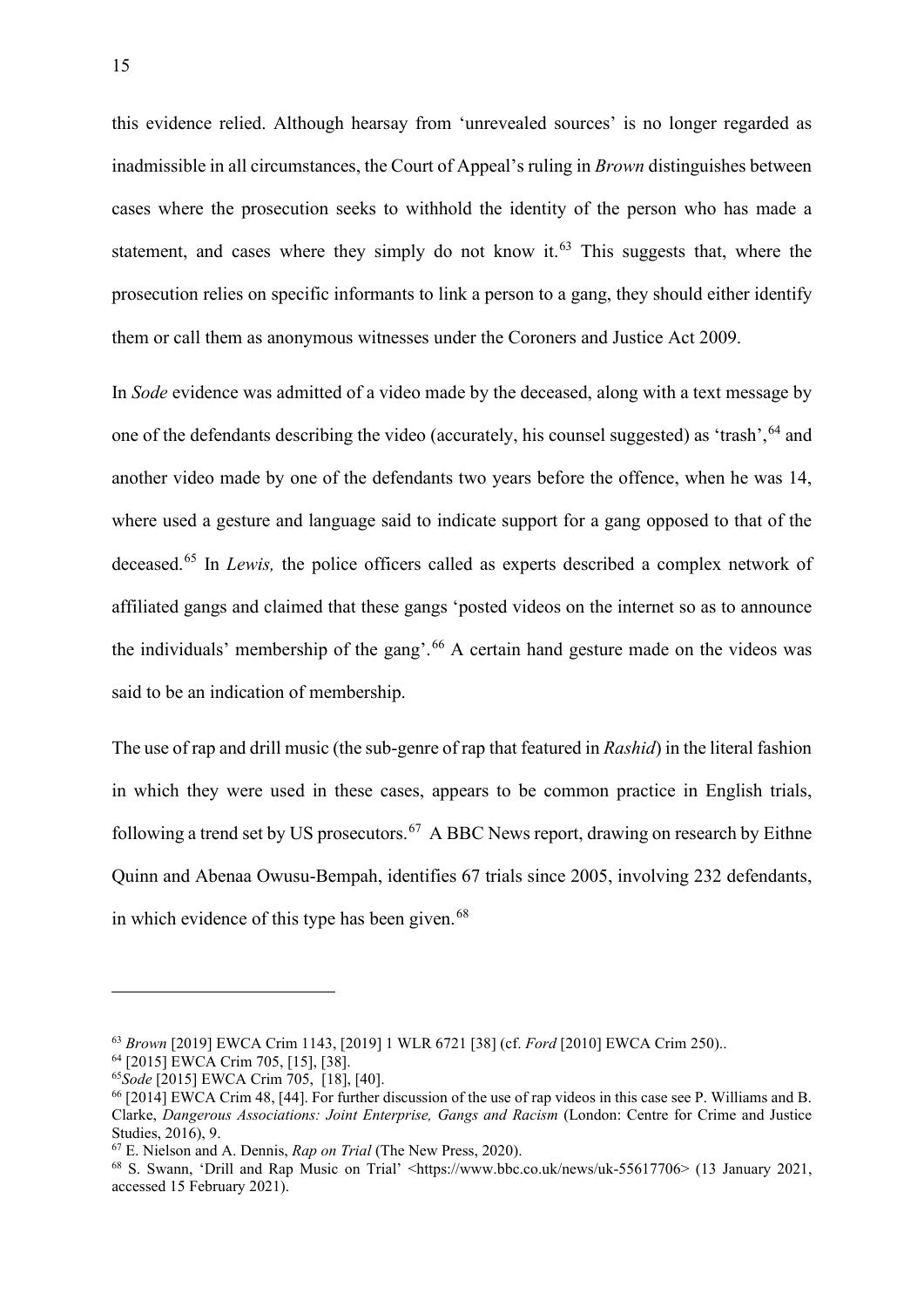this evidence relied. Although hearsay from 'unrevealed sources' is no longer regarded as inadmissible in all circumstances, the Court of Appeal's ruling in *Brown* distinguishes between cases where the prosecution seeks to withhold the identity of the person who has made a statement, and cases where they simply do not know it.[63] This suggests that, where the prosecution relies on specific informants to link a person to a gang, they should either identify them or call them as anonymous witnesses under the Coroners and Justice Act 2009.

In *Sode* evidence was admitted of a video made by the deceased, along with a text message by one of the defendants describing the video (accurately, his counsel suggested) as 'trash',[64] and another video made by one of the defendants two years before the offence, when he was 14, where used a gesture and language said to indicate support for a gang opposed to that of the deceased.[65] In *Lewis,* the police officers called as experts described a complex network of affiliated gangs and claimed that these gangs 'posted videos on the internet so as to announce the individuals' membership of the gang'.[66] A certain hand gesture made on the videos was said to be an indication of membership.

The use of rap and drill music (the sub-genre of rap that featured in *Rashid*) in the literal fashion in which they were used in these cases, appears to be common practice in English trials, following a trend set by US prosecutors.[67] A BBC News report, drawing on research by Eithne Quinn and Abenaa Owusu-Bempah, identifies 67 trials since 2005, involving 232 defendants, in which evidence of this type has been given.[68]

---

[63] *Brown* [2019] EWCA Crim 1143, [2019] 1 WLR 6721 [38] (cf. *Ford* [2010] EWCA Crim 250)..

[64] [2015] EWCA Crim 705, [15], [38].

[65] *Sode* [2015] EWCA Crim 705, [18], [40].

[66] [2014] EWCA Crim 48, [44]. For further discussion of the use of rap videos in this case see P. Williams and B. Clarke, *Dangerous Associations: Joint Enterprise, Gangs and Racism* (London: Centre for Crime and Justice Studies, 2016), 9.

[67] E. Nielson and A. Dennis, *Rap on Trial* (The New Press, 2020).

[68] S. Swann, 'Drill and Rap Music on Trial' <https://www.bbc.co.uk/news/uk-55617706> (13 January 2021, accessed 15 February 2021).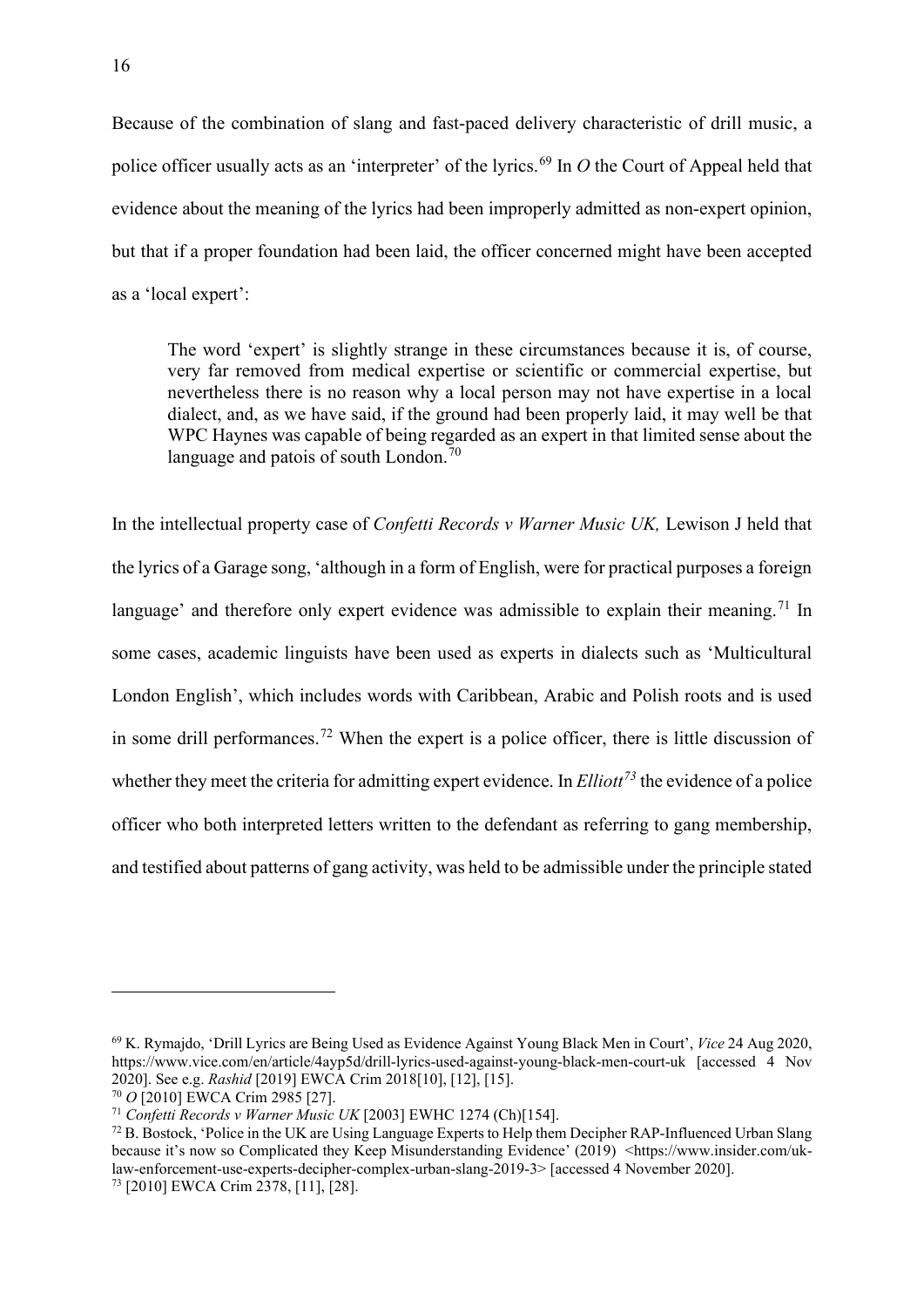Because of the combination of slang and fast-paced delivery characteristic of drill music, a police officer usually acts as an 'interpreter' of the lyrics.[69] In *O* the Court of Appeal held that evidence about the meaning of the lyrics had been improperly admitted as non-expert opinion, but that if a proper foundation had been laid, the officer concerned might have been accepted as a 'local expert':

> The word 'expert' is slightly strange in these circumstances because it is, of course, very far removed from medical expertise or scientific or commercial expertise, but nevertheless there is no reason why a local person may not have expertise in a local dialect, and, as we have said, if the ground had been properly laid, it may well be that WPC Haynes was capable of being regarded as an expert in that limited sense about the language and patois of south London.[70]

In the intellectual property case of *Confetti Records v Warner Music UK,* Lewison J held that the lyrics of a Garage song, 'although in a form of English, were for practical purposes a foreign language' and therefore only expert evidence was admissible to explain their meaning.[71] In some cases, academic linguists have been used as experts in dialects such as 'Multicultural London English', which includes words with Caribbean, Arabic and Polish roots and is used in some drill performances.[72] When the expert is a police officer, there is little discussion of whether they meet the criteria for admitting expert evidence. In *Elliott*[73] the evidence of a police officer who both interpreted letters written to the defendant as referring to gang membership, and testified about patterns of gang activity, was held to be admissible under the principle stated

---

[69] K. Rymajdo, 'Drill Lyrics are Being Used as Evidence Against Young Black Men in Court', *Vice* 24 Aug 2020, https://www.vice.com/en/article/4ayp5d/drill-lyrics-used-against-young-black-men-court-uk [accessed 4 Nov 2020]. See e.g. *Rashid* [2019] EWCA Crim 2018[10], [12], [15].

[70] *O* [2010] EWCA Crim 2985 [27].

[71] *Confetti Records v Warner Music UK* [2003] EWHC 1274 (Ch)[154].

[72] B. Bostock, 'Police in the UK are Using Language Experts to Help them Decipher RAP-Influenced Urban Slang because it's now so Complicated they Keep Misunderstanding Evidence' (2019) <https://www.insider.com/uk-law-enforcement-use-experts-decipher-complex-urban-slang-2019-3> [accessed 4 November 2020].

[73] [2010] EWCA Crim 2378, [11], [28].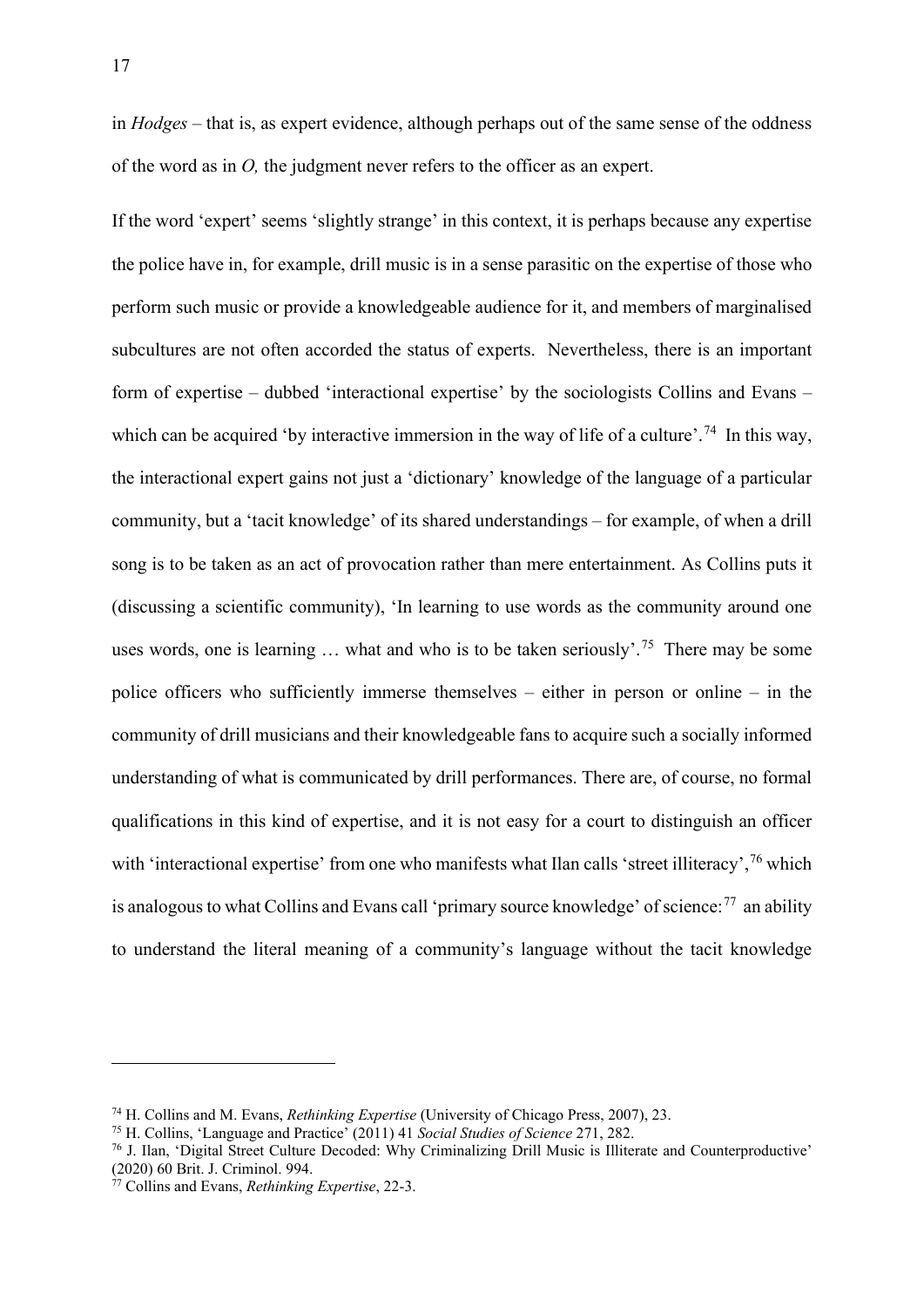in *Hodges* – that is, as expert evidence, although perhaps out of the same sense of the oddness of the word as in *O,* the judgment never refers to the officer as an expert.

If the word 'expert' seems 'slightly strange' in this context, it is perhaps because any expertise the police have in, for example, drill music is in a sense parasitic on the expertise of those who perform such music or provide a knowledgeable audience for it, and members of marginalised subcultures are not often accorded the status of experts. Nevertheless, there is an important form of expertise – dubbed 'interactional expertise' by the sociologists Collins and Evans – which can be acquired 'by interactive immersion in the way of life of a culture'.[74] In this way, the interactional expert gains not just a 'dictionary' knowledge of the language of a particular community, but a 'tacit knowledge' of its shared understandings – for example, of when a drill song is to be taken as an act of provocation rather than mere entertainment. As Collins puts it (discussing a scientific community), 'In learning to use words as the community around one uses words, one is learning … what and who is to be taken seriously'.[75] There may be some police officers who sufficiently immerse themselves – either in person or online – in the community of drill musicians and their knowledgeable fans to acquire such a socially informed understanding of what is communicated by drill performances. There are, of course, no formal qualifications in this kind of expertise, and it is not easy for a court to distinguish an officer with 'interactional expertise' from one who manifests what Ilan calls 'street illiteracy',[76] which is analogous to what Collins and Evans call 'primary source knowledge' of science:[77] an ability to understand the literal meaning of a community's language without the tacit knowledge

---

[74] H. Collins and M. Evans, *Rethinking Expertise* (University of Chicago Press, 2007), 23.

[75] H. Collins, 'Language and Practice' (2011) 41 *Social Studies of Science* 271, 282.

[76] J. Ilan, 'Digital Street Culture Decoded: Why Criminalizing Drill Music is Illiterate and Counterproductive' (2020) 60 Brit. J. Criminol. 994.

[77] Collins and Evans, *Rethinking Expertise*, 22-3.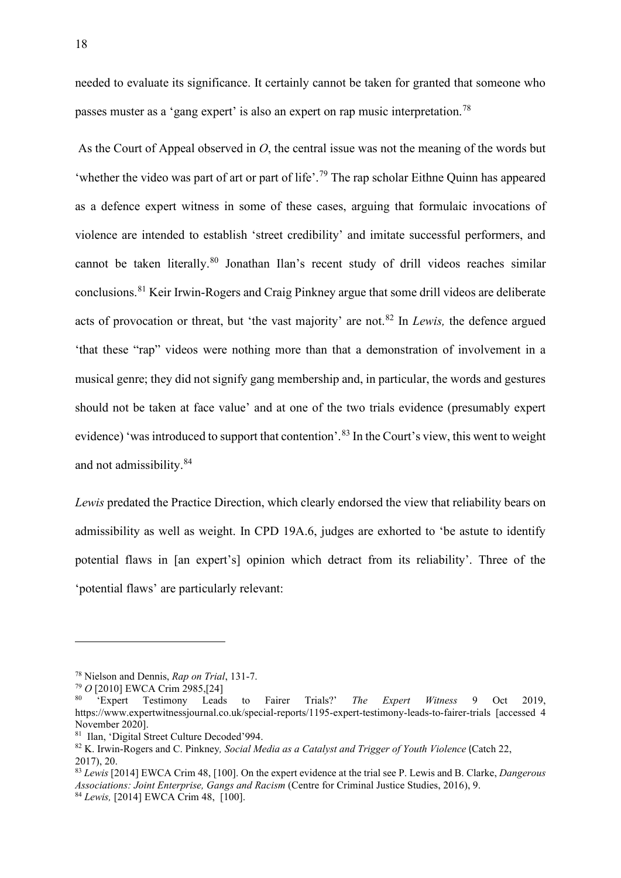needed to evaluate its significance. It certainly cannot be taken for granted that someone who passes muster as a 'gang expert' is also an expert on rap music interpretation.[78]

As the Court of Appeal observed in *O*, the central issue was not the meaning of the words but 'whether the video was part of art or part of life'.[79] The rap scholar Eithne Quinn has appeared as a defence expert witness in some of these cases, arguing that formulaic invocations of violence are intended to establish 'street credibility' and imitate successful performers, and cannot be taken literally.[80] Jonathan Ilan's recent study of drill videos reaches similar conclusions.[81] Keir Irwin-Rogers and Craig Pinkney argue that some drill videos are deliberate acts of provocation or threat, but 'the vast majority' are not.[82] In *Lewis,* the defence argued 'that these "rap" videos were nothing more than that a demonstration of involvement in a musical genre; they did not signify gang membership and, in particular, the words and gestures should not be taken at face value' and at one of the two trials evidence (presumably expert evidence) 'was introduced to support that contention'.[83] In the Court's view, this went to weight and not admissibility.[84]

*Lewis* predated the Practice Direction, which clearly endorsed the view that reliability bears on admissibility as well as weight. In CPD 19A.6, judges are exhorted to 'be astute to identify potential flaws in [an expert's] opinion which detract from its reliability'. Three of the 'potential flaws' are particularly relevant:

---

[78] Nielson and Dennis, *Rap on Trial*, 131-7.

[79] *O* [2010] EWCA Crim 2985,[24]

[80] 'Expert Testimony Leads to Fairer Trials?' *The Expert Witness* 9 Oct 2019, https://www.expertwitnessjournal.co.uk/special-reports/1195-expert-testimony-leads-to-fairer-trials [accessed 4 November 2020].

[81] Ilan, 'Digital Street Culture Decoded'994.

[82] K. Irwin-Rogers and C. Pinkney*, Social Media as a Catalyst and Trigger of Youth Violence* (Catch 22, 2017), 20.

[83] *Lewis* [2014] EWCA Crim 48, [100]. On the expert evidence at the trial see P. Lewis and B. Clarke, *Dangerous Associations: Joint Enterprise, Gangs and Racism* (Centre for Criminal Justice Studies, 2016), 9.

[84] *Lewis,* [2014] EWCA Crim 48, [100].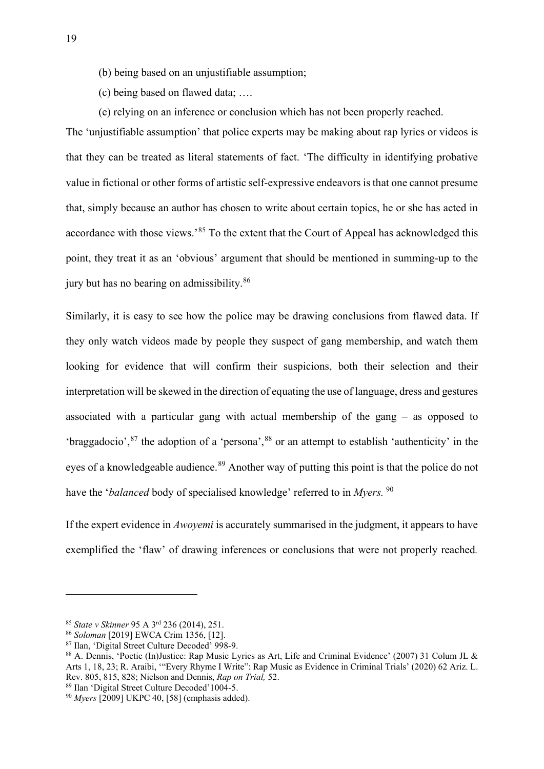(b) being based on an unjustifiable assumption;

(c) being based on flawed data; ….

(e) relying on an inference or conclusion which has not been properly reached.

The 'unjustifiable assumption' that police experts may be making about rap lyrics or videos is that they can be treated as literal statements of fact. 'The difficulty in identifying probative value in fictional or other forms of artistic self-expressive endeavors is that one cannot presume that, simply because an author has chosen to write about certain topics, he or she has acted in accordance with those views.'[85] To the extent that the Court of Appeal has acknowledged this point, they treat it as an 'obvious' argument that should be mentioned in summing-up to the jury but has no bearing on admissibility.[86]

Similarly, it is easy to see how the police may be drawing conclusions from flawed data. If they only watch videos made by people they suspect of gang membership, and watch them looking for evidence that will confirm their suspicions, both their selection and their interpretation will be skewed in the direction of equating the use of language, dress and gestures associated with a particular gang with actual membership of the gang – as opposed to 'braggadocio',[87] the adoption of a 'persona',[88] or an attempt to establish 'authenticity' in the eyes of a knowledgeable audience.[89] Another way of putting this point is that the police do not have the '*balanced* body of specialised knowledge' referred to in *Myers.* [90]

If the expert evidence in *Awoyemi* is accurately summarised in the judgment, it appears to have exemplified the 'flaw' of drawing inferences or conclusions that were not properly reached.

---

[85] *State v Skinner* 95 A 3rd 236 (2014), 251.

[86] *Soloman* [2019] EWCA Crim 1356, [12].

[87] Ilan, 'Digital Street Culture Decoded' 998-9.

[88] A. Dennis, 'Poetic (In)Justice: Rap Music Lyrics as Art, Life and Criminal Evidence' (2007) 31 Colum JL & Arts 1, 18, 23; R. Araibi, '"Every Rhyme I Write": Rap Music as Evidence in Criminal Trials' (2020) 62 Ariz. L. Rev. 805, 815, 828; Nielson and Dennis, *Rap on Trial,* 52.

[89] Ilan 'Digital Street Culture Decoded'1004-5.

[90] *Myers* [2009] UKPC 40, [58] (emphasis added).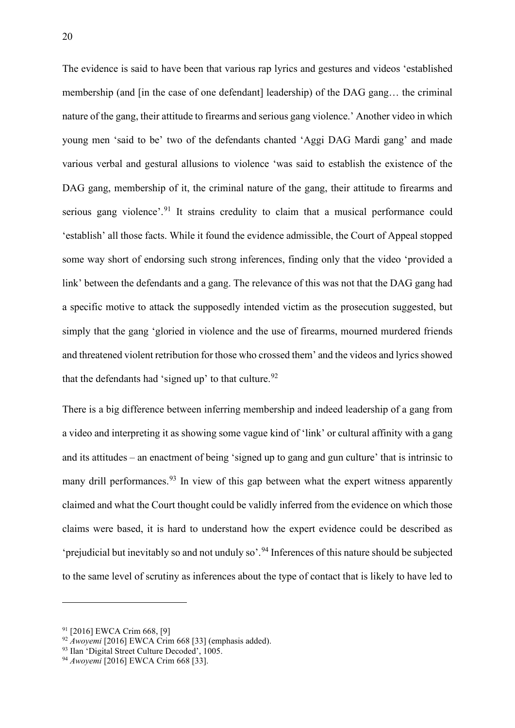The evidence is said to have been that various rap lyrics and gestures and videos 'established membership (and [in the case of one defendant] leadership) of the DAG gang… the criminal nature of the gang, their attitude to firearms and serious gang violence.' Another video in which young men 'said to be' two of the defendants chanted 'Aggi DAG Mardi gang' and made various verbal and gestural allusions to violence 'was said to establish the existence of the DAG gang, membership of it, the criminal nature of the gang, their attitude to firearms and serious gang violence'.[91] It strains credulity to claim that a musical performance could 'establish' all those facts. While it found the evidence admissible, the Court of Appeal stopped some way short of endorsing such strong inferences, finding only that the video 'provided a link' between the defendants and a gang. The relevance of this was not that the DAG gang had a specific motive to attack the supposedly intended victim as the prosecution suggested, but simply that the gang 'gloried in violence and the use of firearms, mourned murdered friends and threatened violent retribution for those who crossed them' and the videos and lyrics showed that the defendants had 'signed up' to that culture.[92]

There is a big difference between inferring membership and indeed leadership of a gang from a video and interpreting it as showing some vague kind of 'link' or cultural affinity with a gang and its attitudes – an enactment of being 'signed up to gang and gun culture' that is intrinsic to many drill performances.[93] In view of this gap between what the expert witness apparently claimed and what the Court thought could be validly inferred from the evidence on which those claims were based, it is hard to understand how the expert evidence could be described as 'prejudicial but inevitably so and not unduly so'.[94] Inferences of this nature should be subjected to the same level of scrutiny as inferences about the type of contact that is likely to have led to

---

[91] [2016] EWCA Crim 668, [9]

[92] *Awoyemi* [2016] EWCA Crim 668 [33] (emphasis added).

[93] Ilan 'Digital Street Culture Decoded', 1005.

[94] *Awoyemi* [2016] EWCA Crim 668 [33].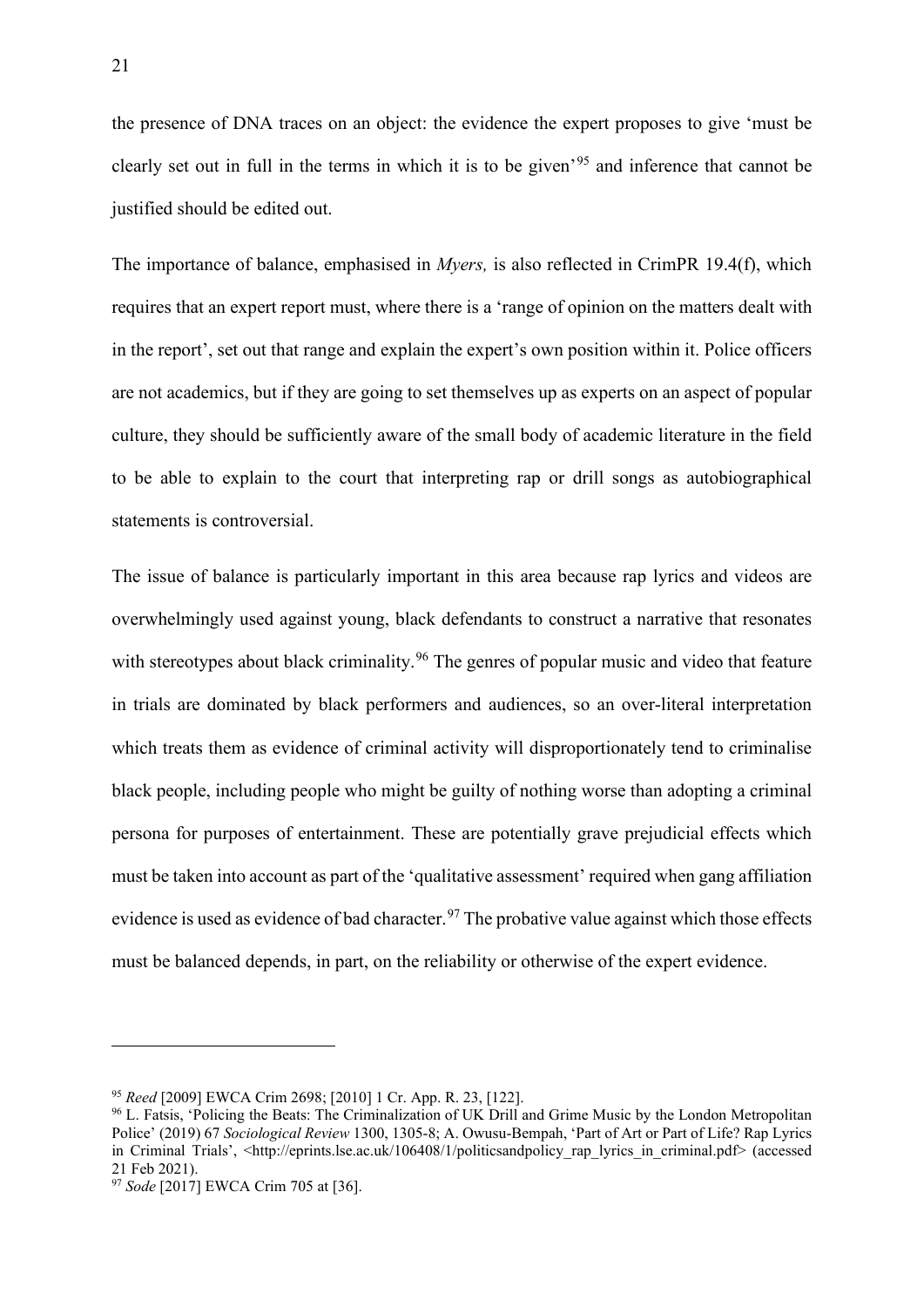the presence of DNA traces on an object: the evidence the expert proposes to give 'must be clearly set out in full in the terms in which it is to be given'[95] and inference that cannot be justified should be edited out.

The importance of balance, emphasised in *Myers,* is also reflected in CrimPR 19.4(f), which requires that an expert report must, where there is a 'range of opinion on the matters dealt with in the report', set out that range and explain the expert's own position within it. Police officers are not academics, but if they are going to set themselves up as experts on an aspect of popular culture, they should be sufficiently aware of the small body of academic literature in the field to be able to explain to the court that interpreting rap or drill songs as autobiographical statements is controversial.

The issue of balance is particularly important in this area because rap lyrics and videos are overwhelmingly used against young, black defendants to construct a narrative that resonates with stereotypes about black criminality.[96] The genres of popular music and video that feature in trials are dominated by black performers and audiences, so an over-literal interpretation which treats them as evidence of criminal activity will disproportionately tend to criminalise black people, including people who might be guilty of nothing worse than adopting a criminal persona for purposes of entertainment. These are potentially grave prejudicial effects which must be taken into account as part of the 'qualitative assessment' required when gang affiliation evidence is used as evidence of bad character.[97] The probative value against which those effects must be balanced depends, in part, on the reliability or otherwise of the expert evidence.

---

[95] *Reed* [2009] EWCA Crim 2698; [2010] 1 Cr. App. R. 23, [122].

[96] L. Fatsis, 'Policing the Beats: The Criminalization of UK Drill and Grime Music by the London Metropolitan Police' (2019) 67 *Sociological Review* 1300, 1305-8; A. Owusu-Bempah, 'Part of Art or Part of Life? Rap Lyrics in Criminal Trials', <http://eprints.lse.ac.uk/106408/1/politicsandpolicy_rap_lyrics_in_criminal.pdf> (accessed 21 Feb 2021).

[97] *Sode* [2017] EWCA Crim 705 at [36].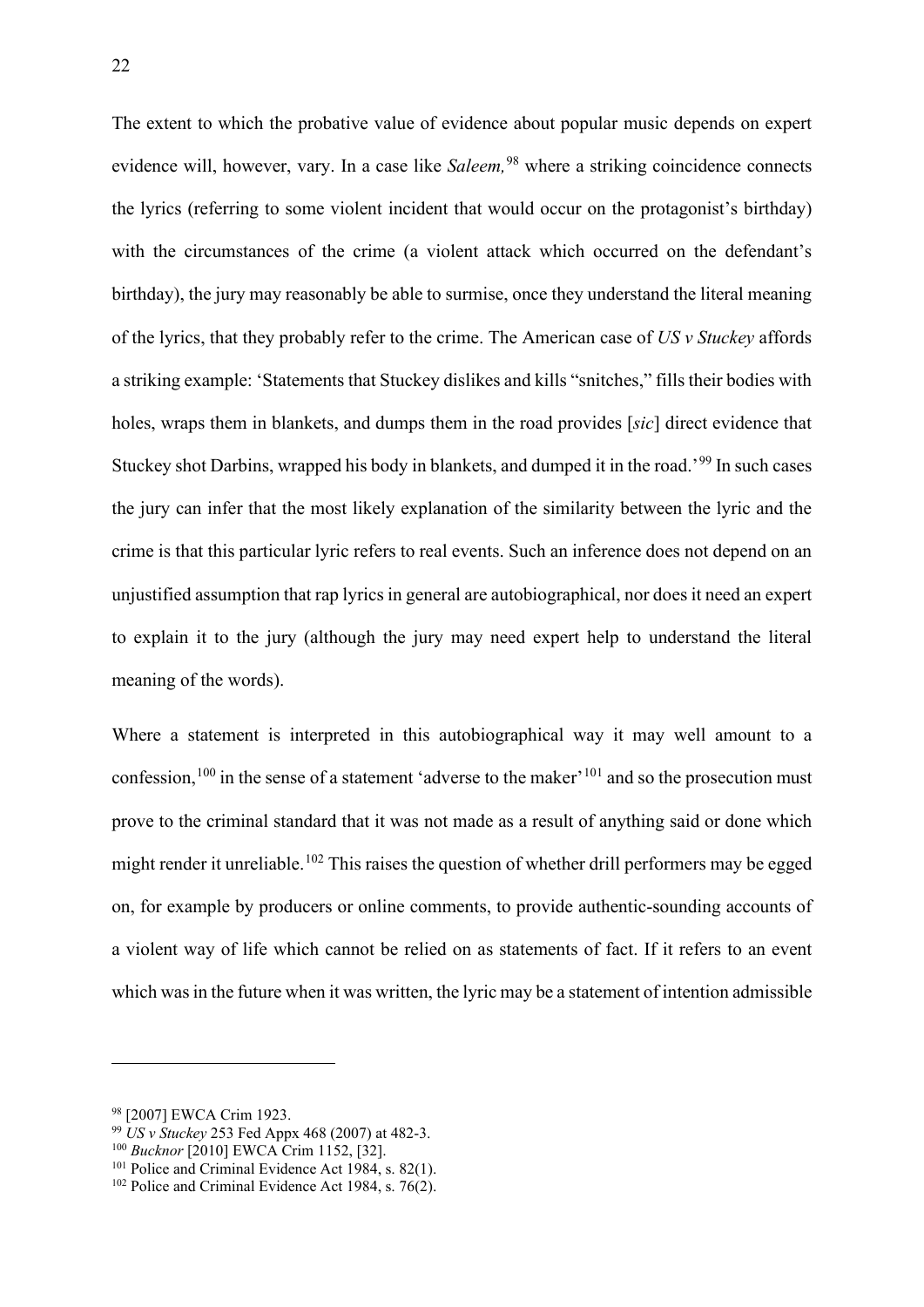The extent to which the probative value of evidence about popular music depends on expert evidence will, however, vary. In a case like *Saleem,*[98] where a striking coincidence connects the lyrics (referring to some violent incident that would occur on the protagonist's birthday) with the circumstances of the crime (a violent attack which occurred on the defendant's birthday), the jury may reasonably be able to surmise, once they understand the literal meaning of the lyrics, that they probably refer to the crime. The American case of *US v Stuckey* affords a striking example: 'Statements that Stuckey dislikes and kills "snitches," fills their bodies with holes, wraps them in blankets, and dumps them in the road provides [*sic*] direct evidence that Stuckey shot Darbins, wrapped his body in blankets, and dumped it in the road.'[99] In such cases the jury can infer that the most likely explanation of the similarity between the lyric and the crime is that this particular lyric refers to real events. Such an inference does not depend on an unjustified assumption that rap lyrics in general are autobiographical, nor does it need an expert to explain it to the jury (although the jury may need expert help to understand the literal meaning of the words).

Where a statement is interpreted in this autobiographical way it may well amount to a confession,[100] in the sense of a statement 'adverse to the maker'[101] and so the prosecution must prove to the criminal standard that it was not made as a result of anything said or done which might render it unreliable.[102] This raises the question of whether drill performers may be egged on, for example by producers or online comments, to provide authentic-sounding accounts of a violent way of life which cannot be relied on as statements of fact. If it refers to an event which was in the future when it was written, the lyric may be a statement of intention admissible

---

[98] [2007] EWCA Crim 1923.

[99] *US v Stuckey* 253 Fed Appx 468 (2007) at 482-3.

[100] *Bucknor* [2010] EWCA Crim 1152, [32].

[101] Police and Criminal Evidence Act 1984, s. 82(1).

[102] Police and Criminal Evidence Act 1984, s. 76(2).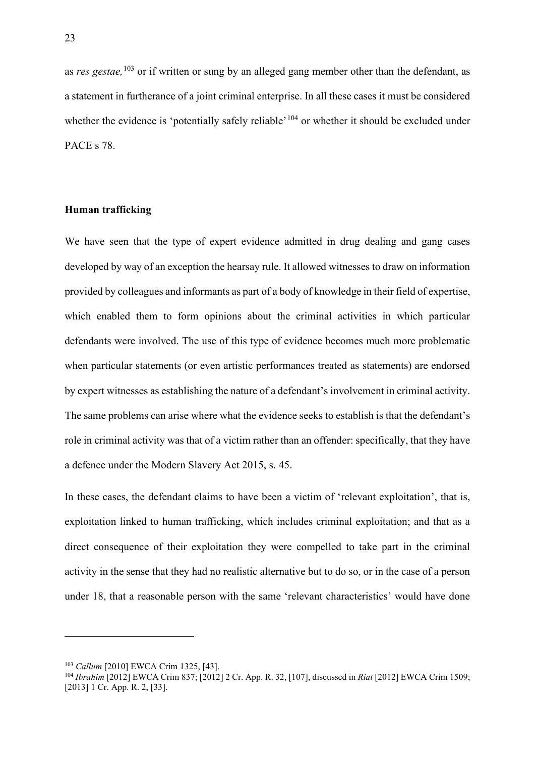as *res gestae,*[103] or if written or sung by an alleged gang member other than the defendant, as a statement in furtherance of a joint criminal enterprise. In all these cases it must be considered whether the evidence is 'potentially safely reliable'[104] or whether it should be excluded under PACE s 78.

**Human trafficking**

We have seen that the type of expert evidence admitted in drug dealing and gang cases developed by way of an exception the hearsay rule. It allowed witnesses to draw on information provided by colleagues and informants as part of a body of knowledge in their field of expertise, which enabled them to form opinions about the criminal activities in which particular defendants were involved. The use of this type of evidence becomes much more problematic when particular statements (or even artistic performances treated as statements) are endorsed by expert witnesses as establishing the nature of a defendant's involvement in criminal activity. The same problems can arise where what the evidence seeks to establish is that the defendant's role in criminal activity was that of a victim rather than an offender: specifically, that they have a defence under the Modern Slavery Act 2015, s. 45.

In these cases, the defendant claims to have been a victim of 'relevant exploitation', that is, exploitation linked to human trafficking, which includes criminal exploitation; and that as a direct consequence of their exploitation they were compelled to take part in the criminal activity in the sense that they had no realistic alternative but to do so, or in the case of a person under 18, that a reasonable person with the same 'relevant characteristics' would have done

[103] *Callum* [2010] EWCA Crim 1325, [43].

[104] *Ibrahim* [2012] EWCA Crim 837; [2012] 2 Cr. App. R. 32, [107], discussed in *Riat* [2012] EWCA Crim 1509; [2013] 1 Cr. App. R. 2, [33].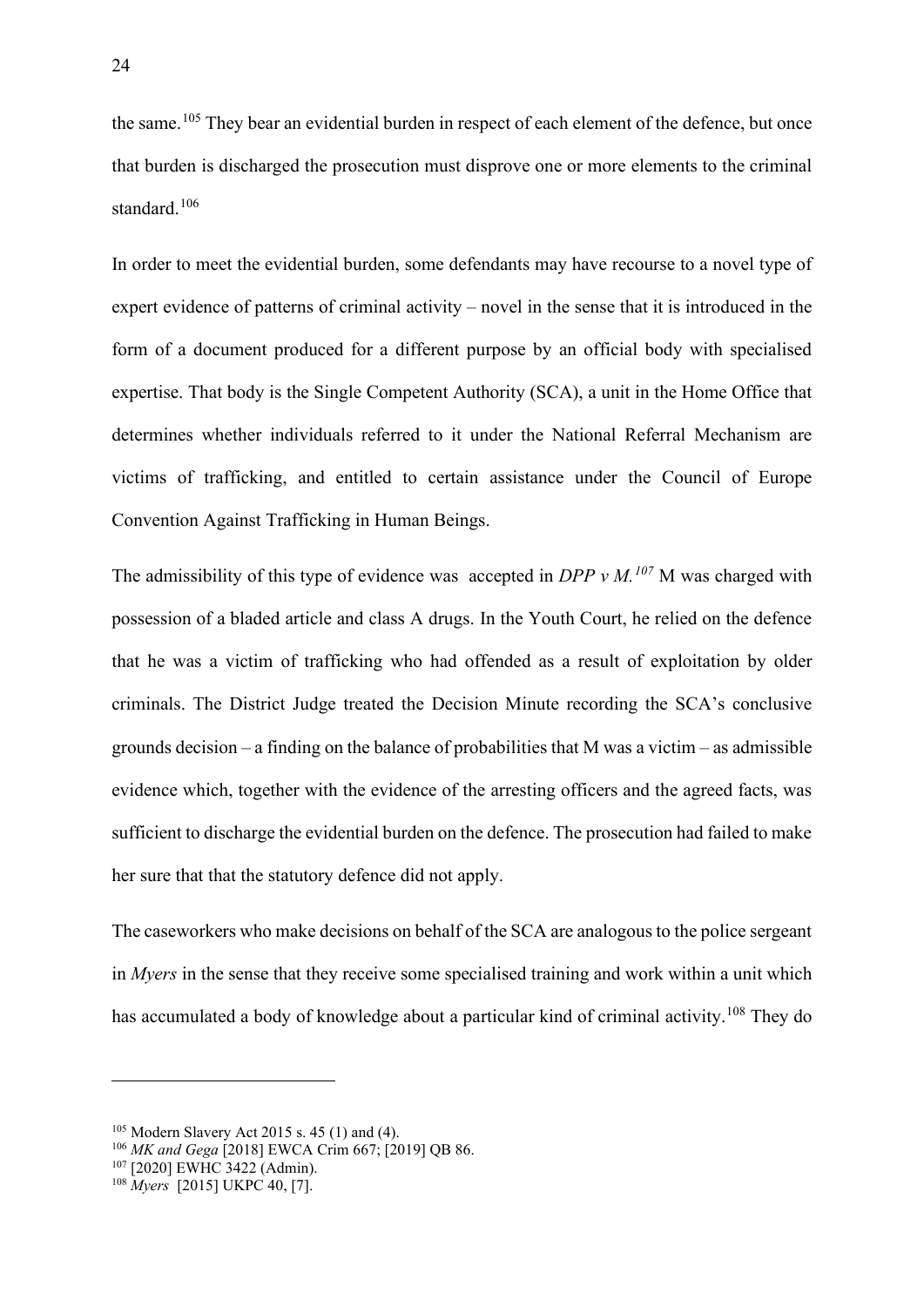the same.[105] They bear an evidential burden in respect of each element of the defence, but once that burden is discharged the prosecution must disprove one or more elements to the criminal standard.[106]

In order to meet the evidential burden, some defendants may have recourse to a novel type of expert evidence of patterns of criminal activity – novel in the sense that it is introduced in the form of a document produced for a different purpose by an official body with specialised expertise. That body is the Single Competent Authority (SCA), a unit in the Home Office that determines whether individuals referred to it under the National Referral Mechanism are victims of trafficking, and entitled to certain assistance under the Council of Europe Convention Against Trafficking in Human Beings.

The admissibility of this type of evidence was accepted in *DPP v M.*[107] M was charged with possession of a bladed article and class A drugs. In the Youth Court, he relied on the defence that he was a victim of trafficking who had offended as a result of exploitation by older criminals. The District Judge treated the Decision Minute recording the SCA's conclusive grounds decision – a finding on the balance of probabilities that M was a victim – as admissible evidence which, together with the evidence of the arresting officers and the agreed facts, was sufficient to discharge the evidential burden on the defence. The prosecution had failed to make her sure that that the statutory defence did not apply.

The caseworkers who make decisions on behalf of the SCA are analogous to the police sergeant in *Myers* in the sense that they receive some specialised training and work within a unit which has accumulated a body of knowledge about a particular kind of criminal activity.[108] They do

---

[105] Modern Slavery Act 2015 s. 45 (1) and (4).

[106] *MK and Gega* [2018] EWCA Crim 667; [2019] QB 86.

[107] [2020] EWHC 3422 (Admin).

[108] *Myers* [2015] UKPC 40, [7].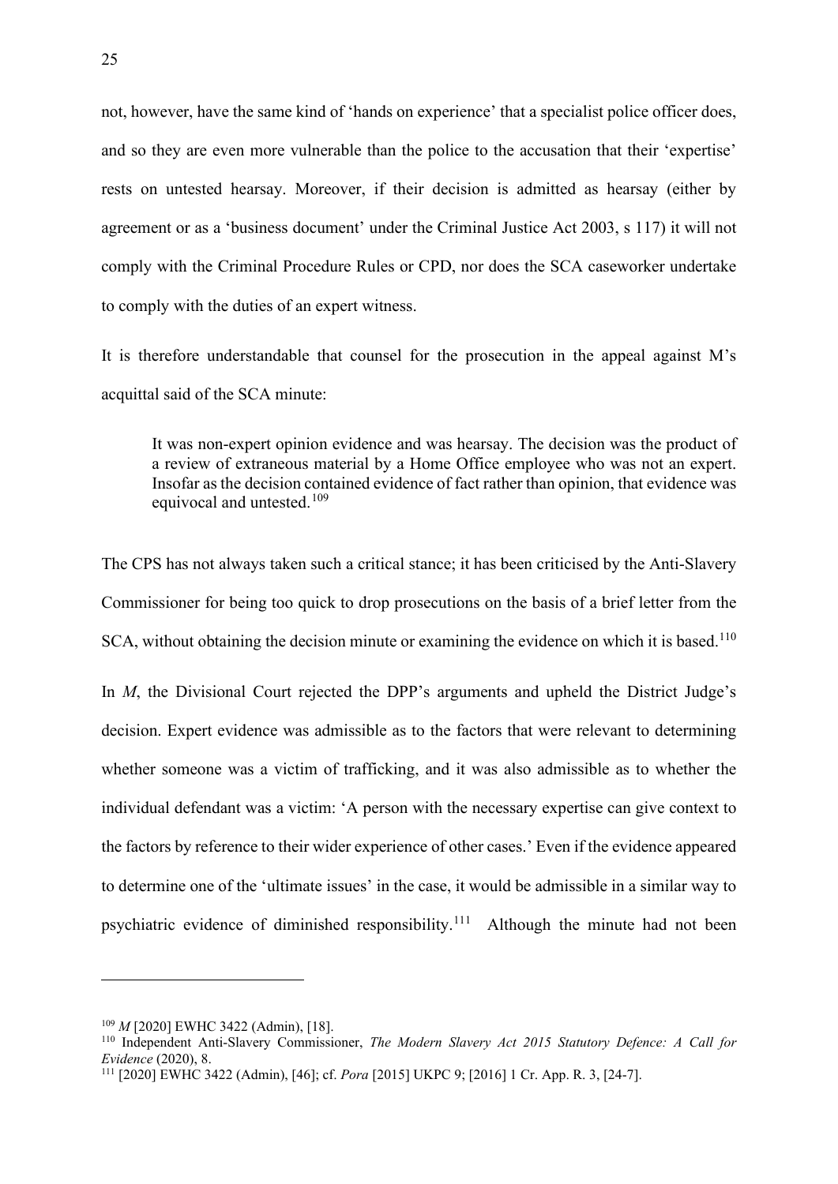not, however, have the same kind of 'hands on experience' that a specialist police officer does, and so they are even more vulnerable than the police to the accusation that their 'expertise' rests on untested hearsay. Moreover, if their decision is admitted as hearsay (either by agreement or as a 'business document' under the Criminal Justice Act 2003, s 117) it will not comply with the Criminal Procedure Rules or CPD, nor does the SCA caseworker undertake to comply with the duties of an expert witness.

It is therefore understandable that counsel for the prosecution in the appeal against M's acquittal said of the SCA minute:

> It was non-expert opinion evidence and was hearsay. The decision was the product of a review of extraneous material by a Home Office employee who was not an expert. Insofar as the decision contained evidence of fact rather than opinion, that evidence was equivocal and untested.[109]

The CPS has not always taken such a critical stance; it has been criticised by the Anti-Slavery Commissioner for being too quick to drop prosecutions on the basis of a brief letter from the SCA, without obtaining the decision minute or examining the evidence on which it is based.[110]

In *M*, the Divisional Court rejected the DPP's arguments and upheld the District Judge's decision. Expert evidence was admissible as to the factors that were relevant to determining whether someone was a victim of trafficking, and it was also admissible as to whether the individual defendant was a victim: 'A person with the necessary expertise can give context to the factors by reference to their wider experience of other cases.' Even if the evidence appeared to determine one of the 'ultimate issues' in the case, it would be admissible in a similar way to psychiatric evidence of diminished responsibility.[111] Although the minute had not been

---

[109] *M* [2020] EWHC 3422 (Admin), [18].

[110] Independent Anti-Slavery Commissioner, *The Modern Slavery Act 2015 Statutory Defence: A Call for Evidence* (2020), 8.

[111] [2020] EWHC 3422 (Admin), [46]; cf. *Pora* [2015] UKPC 9; [2016] 1 Cr. App. R. 3, [24-7].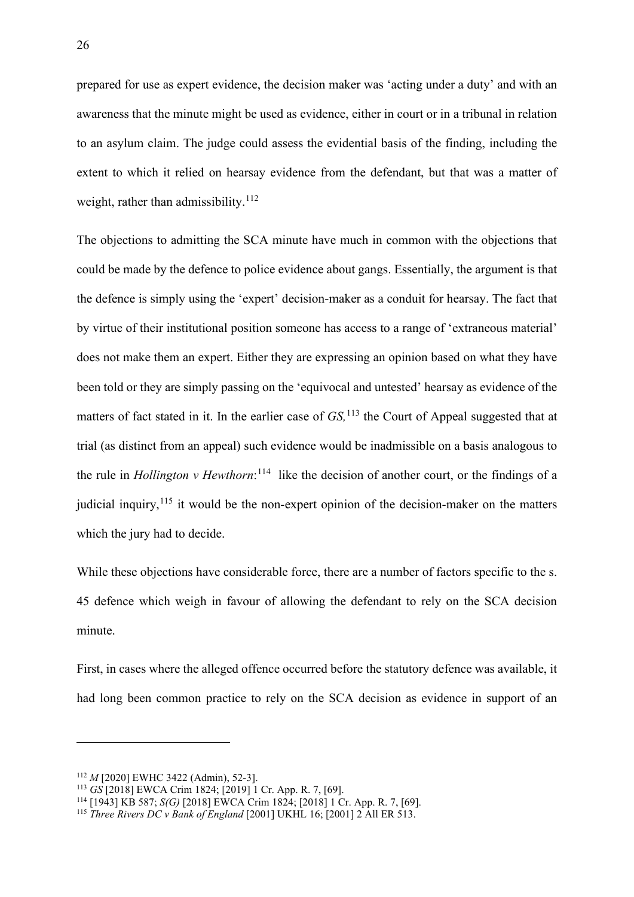prepared for use as expert evidence, the decision maker was 'acting under a duty' and with an awareness that the minute might be used as evidence, either in court or in a tribunal in relation to an asylum claim. The judge could assess the evidential basis of the finding, including the extent to which it relied on hearsay evidence from the defendant, but that was a matter of weight, rather than admissibility.[112]

The objections to admitting the SCA minute have much in common with the objections that could be made by the defence to police evidence about gangs. Essentially, the argument is that the defence is simply using the 'expert' decision-maker as a conduit for hearsay. The fact that by virtue of their institutional position someone has access to a range of 'extraneous material' does not make them an expert. Either they are expressing an opinion based on what they have been told or they are simply passing on the 'equivocal and untested' hearsay as evidence of the matters of fact stated in it. In the earlier case of *GS,*[113] the Court of Appeal suggested that at trial (as distinct from an appeal) such evidence would be inadmissible on a basis analogous to the rule in *Hollington v Hewthorn*:[114] like the decision of another court, or the findings of a judicial inquiry,[115] it would be the non-expert opinion of the decision-maker on the matters which the jury had to decide.

While these objections have considerable force, there are a number of factors specific to the s. 45 defence which weigh in favour of allowing the defendant to rely on the SCA decision minute.

First, in cases where the alleged offence occurred before the statutory defence was available, it had long been common practice to rely on the SCA decision as evidence in support of an

---

[112] *M* [2020] EWHC 3422 (Admin), 52-3].

[113] *GS* [2018] EWCA Crim 1824; [2019] 1 Cr. App. R. 7, [69].

[114] [1943] KB 587; *S(G)* [2018] EWCA Crim 1824; [2018] 1 Cr. App. R. 7, [69].

[115] *Three Rivers DC v Bank of England* [2001] UKHL 16; [2001] 2 All ER 513.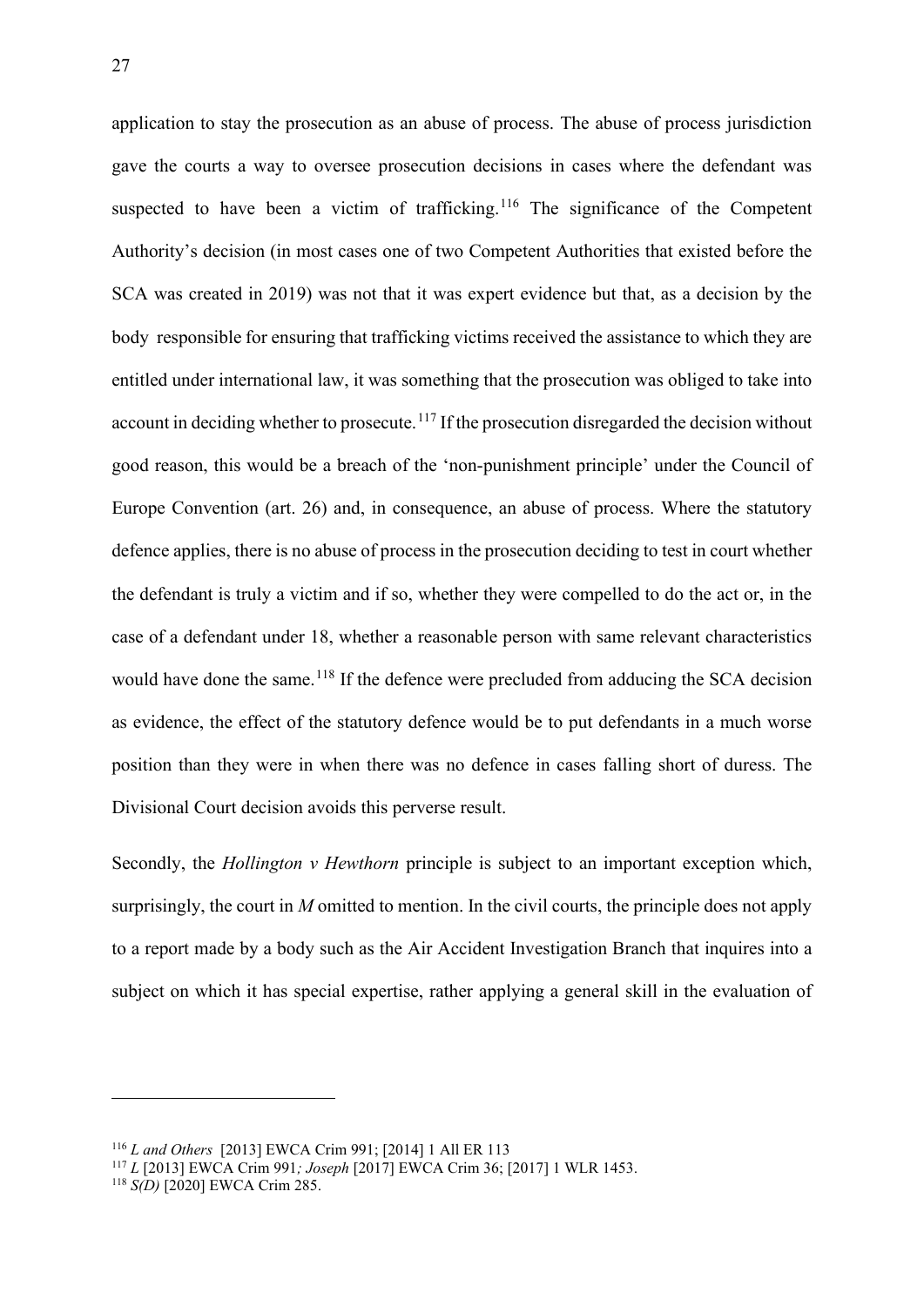application to stay the prosecution as an abuse of process. The abuse of process jurisdiction gave the courts a way to oversee prosecution decisions in cases where the defendant was suspected to have been a victim of trafficking.[116] The significance of the Competent Authority's decision (in most cases one of two Competent Authorities that existed before the SCA was created in 2019) was not that it was expert evidence but that, as a decision by the body responsible for ensuring that trafficking victims received the assistance to which they are entitled under international law, it was something that the prosecution was obliged to take into account in deciding whether to prosecute.[117] If the prosecution disregarded the decision without good reason, this would be a breach of the 'non-punishment principle' under the Council of Europe Convention (art. 26) and, in consequence, an abuse of process. Where the statutory defence applies, there is no abuse of process in the prosecution deciding to test in court whether the defendant is truly a victim and if so, whether they were compelled to do the act or, in the case of a defendant under 18, whether a reasonable person with same relevant characteristics would have done the same.[118] If the defence were precluded from adducing the SCA decision as evidence, the effect of the statutory defence would be to put defendants in a much worse position than they were in when there was no defence in cases falling short of duress. The Divisional Court decision avoids this perverse result.

Secondly, the *Hollington v Hewthorn* principle is subject to an important exception which, surprisingly, the court in *M* omitted to mention. In the civil courts, the principle does not apply to a report made by a body such as the Air Accident Investigation Branch that inquires into a subject on which it has special expertise, rather applying a general skill in the evaluation of

---

[116] *L and Others* [2013] EWCA Crim 991; [2014] 1 All ER 113

[117] *L* [2013] EWCA Crim 991*; Joseph* [2017] EWCA Crim 36; [2017] 1 WLR 1453.

[118] *S(D)* [2020] EWCA Crim 285.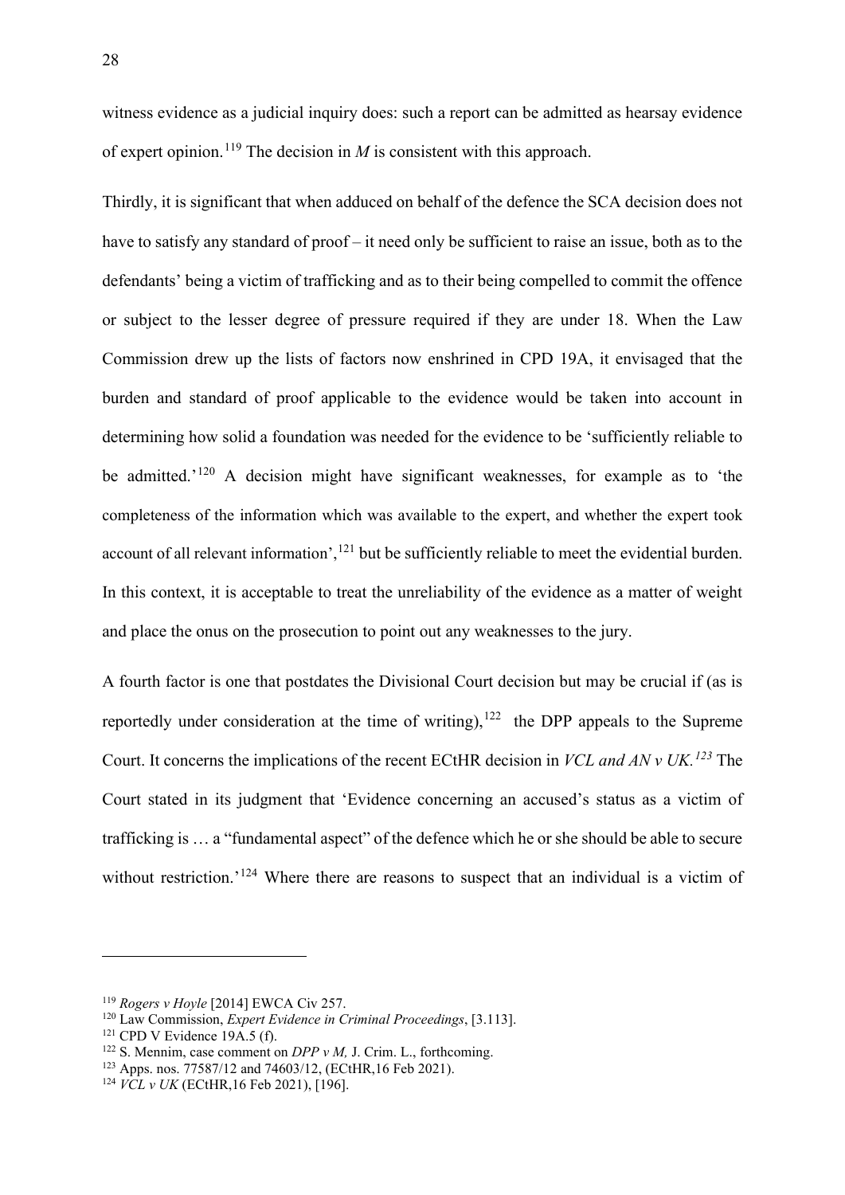witness evidence as a judicial inquiry does: such a report can be admitted as hearsay evidence of expert opinion.[119] The decision in *M* is consistent with this approach.

Thirdly, it is significant that when adduced on behalf of the defence the SCA decision does not have to satisfy any standard of proof – it need only be sufficient to raise an issue, both as to the defendants' being a victim of trafficking and as to their being compelled to commit the offence or subject to the lesser degree of pressure required if they are under 18. When the Law Commission drew up the lists of factors now enshrined in CPD 19A, it envisaged that the burden and standard of proof applicable to the evidence would be taken into account in determining how solid a foundation was needed for the evidence to be 'sufficiently reliable to be admitted.'[120] A decision might have significant weaknesses, for example as to 'the completeness of the information which was available to the expert, and whether the expert took account of all relevant information',[121] but be sufficiently reliable to meet the evidential burden. In this context, it is acceptable to treat the unreliability of the evidence as a matter of weight and place the onus on the prosecution to point out any weaknesses to the jury.

A fourth factor is one that postdates the Divisional Court decision but may be crucial if (as is reportedly under consideration at the time of writing),[122] the DPP appeals to the Supreme Court. It concerns the implications of the recent ECtHR decision in *VCL and AN v UK.*[123] The Court stated in its judgment that 'Evidence concerning an accused's status as a victim of trafficking is … a "fundamental aspect" of the defence which he or she should be able to secure without restriction.'[124] Where there are reasons to suspect that an individual is a victim of

---

[119] *Rogers v Hoyle* [2014] EWCA Civ 257.

[120] Law Commission, *Expert Evidence in Criminal Proceedings*, [3.113].

[121] CPD V Evidence 19A.5 (f).

[122] S. Mennim, case comment on *DPP v M,* J. Crim. L., forthcoming.

[123] Apps. nos. 77587/12 and 74603/12, (ECtHR,16 Feb 2021).

[124] *VCL v UK* (ECtHR,16 Feb 2021), [196].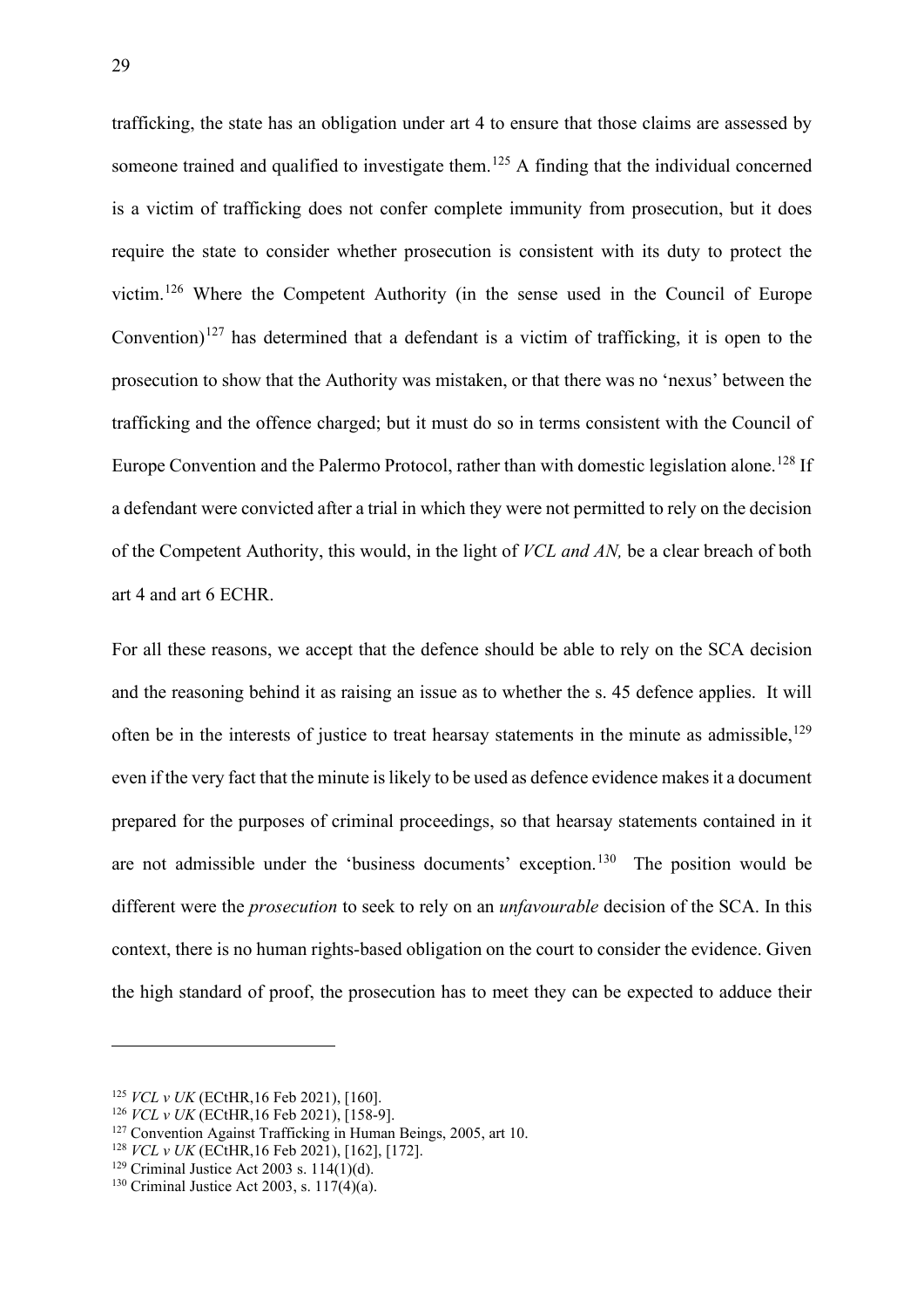trafficking, the state has an obligation under art 4 to ensure that those claims are assessed by someone trained and qualified to investigate them.[125] A finding that the individual concerned is a victim of trafficking does not confer complete immunity from prosecution, but it does require the state to consider whether prosecution is consistent with its duty to protect the victim.[126] Where the Competent Authority (in the sense used in the Council of Europe Convention)[127] has determined that a defendant is a victim of trafficking, it is open to the prosecution to show that the Authority was mistaken, or that there was no 'nexus' between the trafficking and the offence charged; but it must do so in terms consistent with the Council of Europe Convention and the Palermo Protocol, rather than with domestic legislation alone.[128] If a defendant were convicted after a trial in which they were not permitted to rely on the decision of the Competent Authority, this would, in the light of *VCL and AN,* be a clear breach of both art 4 and art 6 ECHR.

For all these reasons, we accept that the defence should be able to rely on the SCA decision and the reasoning behind it as raising an issue as to whether the s. 45 defence applies. It will often be in the interests of justice to treat hearsay statements in the minute as admissible,[129] even if the very fact that the minute is likely to be used as defence evidence makes it a document prepared for the purposes of criminal proceedings, so that hearsay statements contained in it are not admissible under the 'business documents' exception.[130] The position would be different were the *prosecution* to seek to rely on an *unfavourable* decision of the SCA. In this context, there is no human rights-based obligation on the court to consider the evidence. Given the high standard of proof, the prosecution has to meet they can be expected to adduce their

---

[125] *VCL v UK* (ECtHR,16 Feb 2021), [160].

[126] *VCL v UK* (ECtHR,16 Feb 2021), [158-9].

[127] Convention Against Trafficking in Human Beings, 2005, art 10.

[128] *VCL v UK* (ECtHR,16 Feb 2021), [162], [172].

[129] Criminal Justice Act 2003 s. 114(1)(d).

[130] Criminal Justice Act 2003, s. 117(4)(a).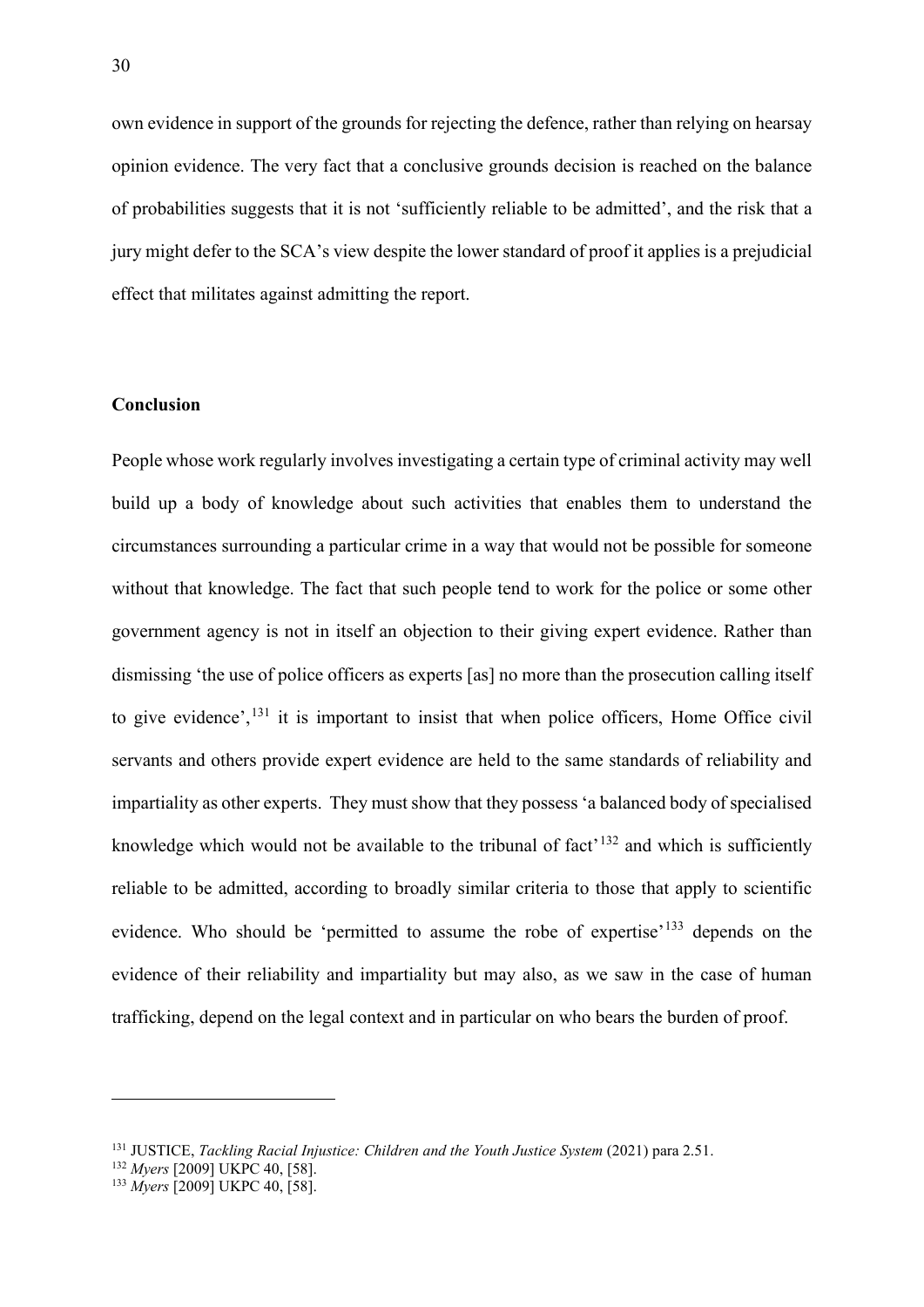own evidence in support of the grounds for rejecting the defence, rather than relying on hearsay opinion evidence. The very fact that a conclusive grounds decision is reached on the balance of probabilities suggests that it is not 'sufficiently reliable to be admitted', and the risk that a jury might defer to the SCA's view despite the lower standard of proof it applies is a prejudicial effect that militates against admitting the report.

**Conclusion**

People whose work regularly involves investigating a certain type of criminal activity may well build up a body of knowledge about such activities that enables them to understand the circumstances surrounding a particular crime in a way that would not be possible for someone without that knowledge. The fact that such people tend to work for the police or some other government agency is not in itself an objection to their giving expert evidence. Rather than dismissing 'the use of police officers as experts [as] no more than the prosecution calling itself to give evidence',[131] it is important to insist that when police officers, Home Office civil servants and others provide expert evidence are held to the same standards of reliability and impartiality as other experts. They must show that they possess 'a balanced body of specialised knowledge which would not be available to the tribunal of fact'[132] and which is sufficiently reliable to be admitted, according to broadly similar criteria to those that apply to scientific evidence. Who should be 'permitted to assume the robe of expertise'[133] depends on the evidence of their reliability and impartiality but may also, as we saw in the case of human trafficking, depend on the legal context and in particular on who bears the burden of proof.

---

[131] JUSTICE, *Tackling Racial Injustice: Children and the Youth Justice System* (2021) para 2.51.

[132] *Myers* [2009] UKPC 40, [58].

[133] *Myers* [2009] UKPC 40, [58].